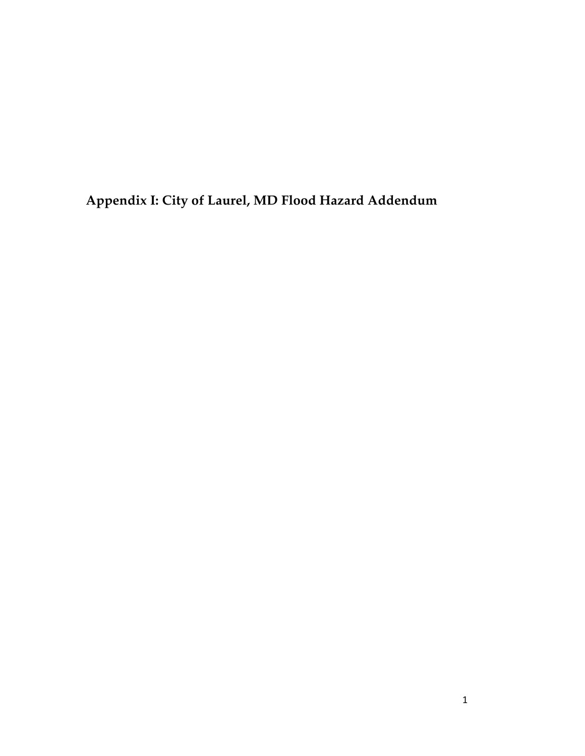# Appendix I: City of Laurel, MD Flood Hazard Addendum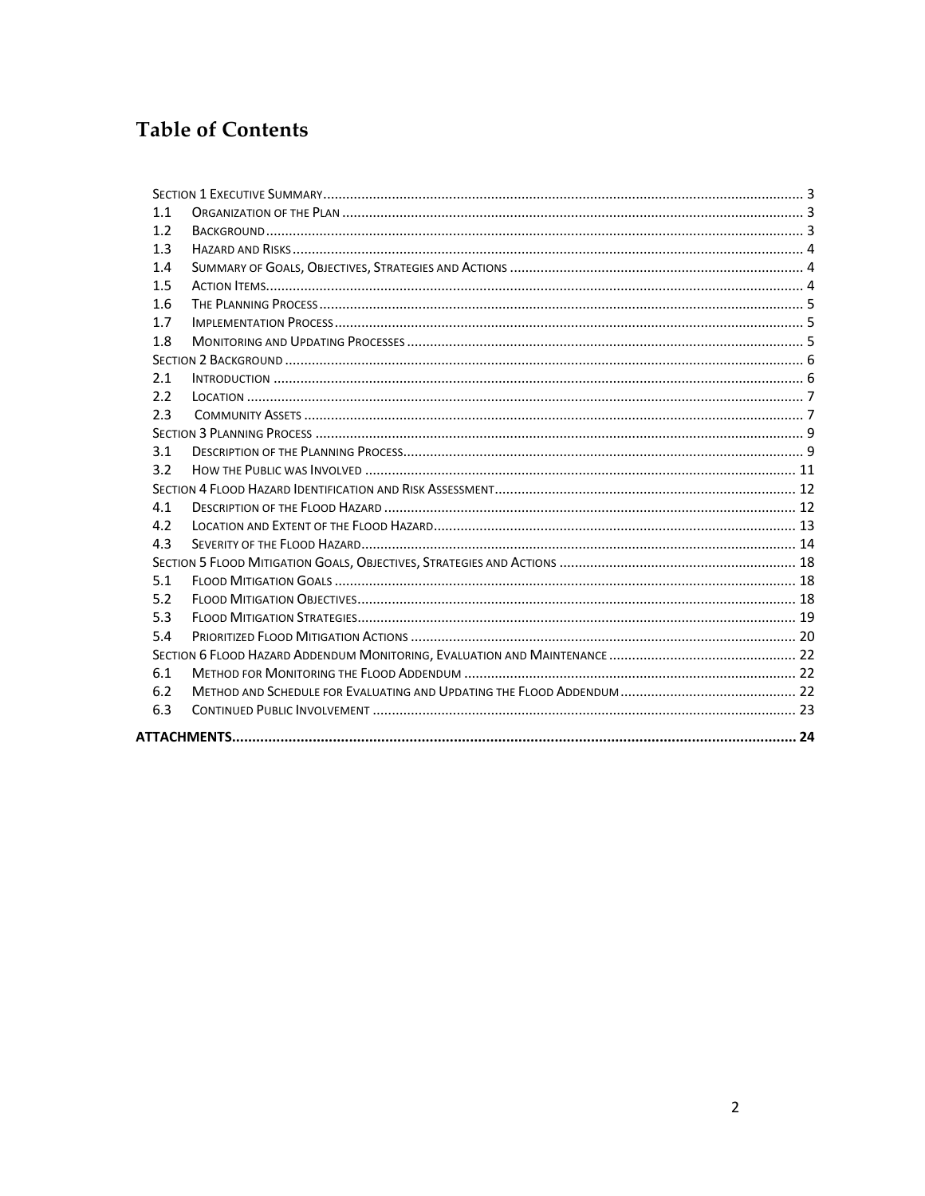# Table of Contents

| | | |
|---|---|---|
| SECTION 1 EXECUTIVE SUMMARY | | 3 |
| 1.1 | ORGANIZATION OF THE PLAN | 3 |
| 1.2 | BACKGROUND | 3 |
| 1.3 | HAZARD AND RISKS | 4 |
| 1.4 | SUMMARY OF GOALS, OBJECTIVES, STRATEGIES AND ACTIONS | 4 |
| 1.5 | ACTION ITEMS | 4 |
| 1.6 | THE PLANNING PROCESS | 5 |
| 1.7 | IMPLEMENTATION PROCESS | 5 |
| 1.8 | MONITORING AND UPDATING PROCESSES | 5 |
| SECTION 2 BACKGROUND | | 6 |
| 2.1 | INTRODUCTION | 6 |
| 2.2 | LOCATION | 7 |
| 2.3 | COMMUNITY ASSETS | 7 |
| SECTION 3 PLANNING PROCESS | | 9 |
| 3.1 | DESCRIPTION OF THE PLANNING PROCESS | 9 |
| 3.2 | HOW THE PUBLIC WAS INVOLVED | 11 |
| SECTION 4 FLOOD HAZARD IDENTIFICATION AND RISK ASSESSMENT | | 12 |
| 4.1 | DESCRIPTION OF THE FLOOD HAZARD | 12 |
| 4.2 | LOCATION AND EXTENT OF THE FLOOD HAZARD | 13 |
| 4.3 | SEVERITY OF THE FLOOD HAZARD | 14 |
| SECTION 5 FLOOD MITIGATION GOALS, OBJECTIVES, STRATEGIES AND ACTIONS | | 18 |
| 5.1 | FLOOD MITIGATION GOALS | 18 |
| 5.2 | FLOOD MITIGATION OBJECTIVES | 18 |
| 5.3 | FLOOD MITIGATION STRATEGIES | 19 |
| 5.4 | PRIORITIZED FLOOD MITIGATION ACTIONS | 20 |
| SECTION 6 FLOOD HAZARD ADDENDUM MONITORING, EVALUATION AND MAINTENANCE | | 22 |
| 6.1 | METHOD FOR MONITORING THE FLOOD ADDENDUM | 22 |
| 6.2 | METHOD AND SCHEDULE FOR EVALUATING AND UPDATING THE FLOOD ADDENDUM | 22 |
| 6.3 | CONTINUED PUBLIC INVOLVEMENT | 23 |
| **ATTACHMENTS** | | **24** |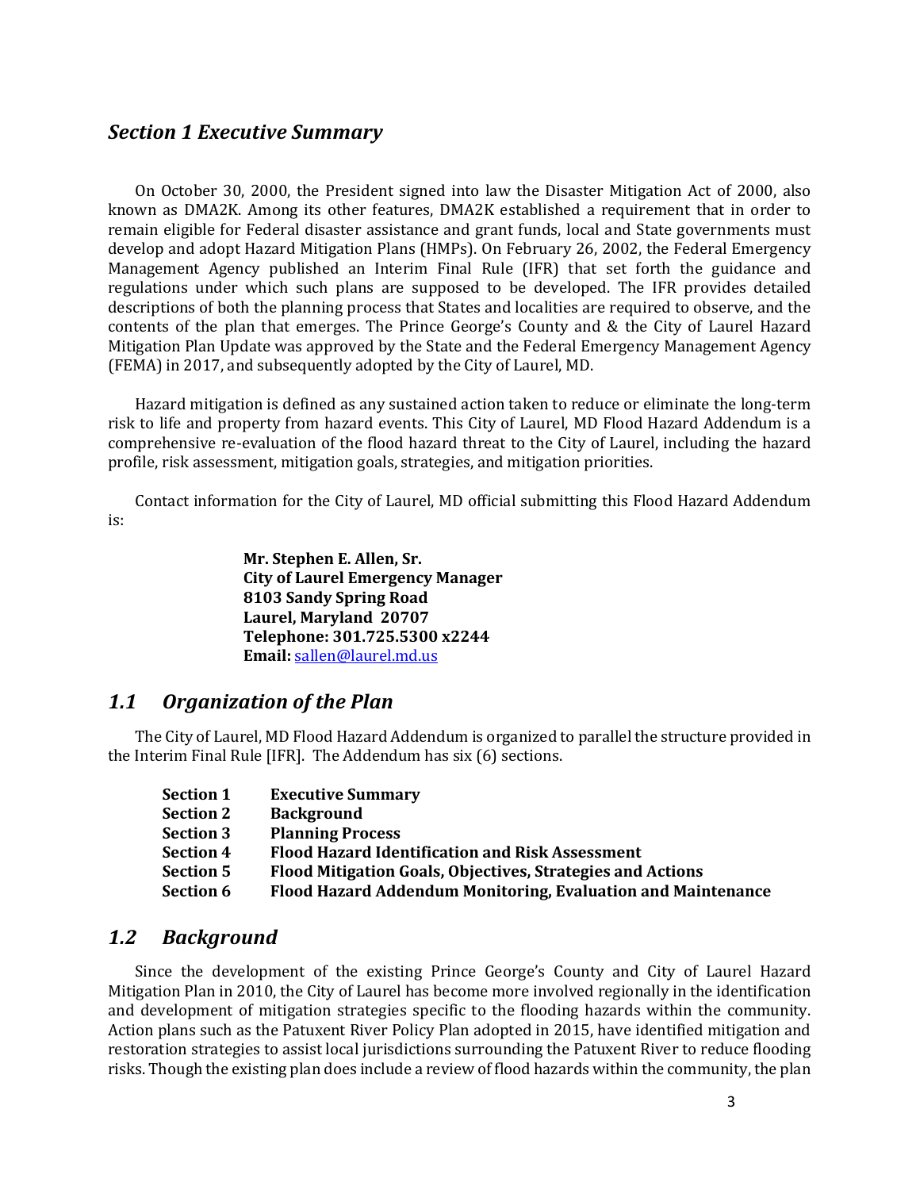## *Section 1 Executive Summary*

On October 30, 2000, the President signed into law the Disaster Mitigation Act of 2000, also known as DMA2K. Among its other features, DMA2K established a requirement that in order to remain eligible for Federal disaster assistance and grant funds, local and State governments must develop and adopt Hazard Mitigation Plans (HMPs). On February 26, 2002, the Federal Emergency Management Agency published an Interim Final Rule (IFR) that set forth the guidance and regulations under which such plans are supposed to be developed. The IFR provides detailed descriptions of both the planning process that States and localities are required to observe, and the contents of the plan that emerges. The Prince George's County and & the City of Laurel Hazard Mitigation Plan Update was approved by the State and the Federal Emergency Management Agency (FEMA) in 2017, and subsequently adopted by the City of Laurel, MD.

Hazard mitigation is defined as any sustained action taken to reduce or eliminate the long-term risk to life and property from hazard events. This City of Laurel, MD Flood Hazard Addendum is a comprehensive re-evaluation of the flood hazard threat to the City of Laurel, including the hazard profile, risk assessment, mitigation goals, strategies, and mitigation priorities.

Contact information for the City of Laurel, MD official submitting this Flood Hazard Addendum is:

**Mr. Stephen E. Allen, Sr.**
**City of Laurel Emergency Manager**
**8103 Sandy Spring Road**
**Laurel, Maryland 20707**
**Telephone: 301.725.5300 x2244**
**Email:** sallen@laurel.md.us

### *1.1 Organization of the Plan*

The City of Laurel, MD Flood Hazard Addendum is organized to parallel the structure provided in the Interim Final Rule [IFR]. The Addendum has six (6) sections.

**Section 1** **Executive Summary**
**Section 2** **Background**
**Section 3** **Planning Process**
**Section 4** **Flood Hazard Identification and Risk Assessment**
**Section 5** **Flood Mitigation Goals, Objectives, Strategies and Actions**
**Section 6** **Flood Hazard Addendum Monitoring, Evaluation and Maintenance**

### *1.2 Background*

Since the development of the existing Prince George's County and City of Laurel Hazard Mitigation Plan in 2010, the City of Laurel has become more involved regionally in the identification and development of mitigation strategies specific to the flooding hazards within the community. Action plans such as the Patuxent River Policy Plan adopted in 2015, have identified mitigation and restoration strategies to assist local jurisdictions surrounding the Patuxent River to reduce flooding risks. Though the existing plan does include a review of flood hazards within the community, the plan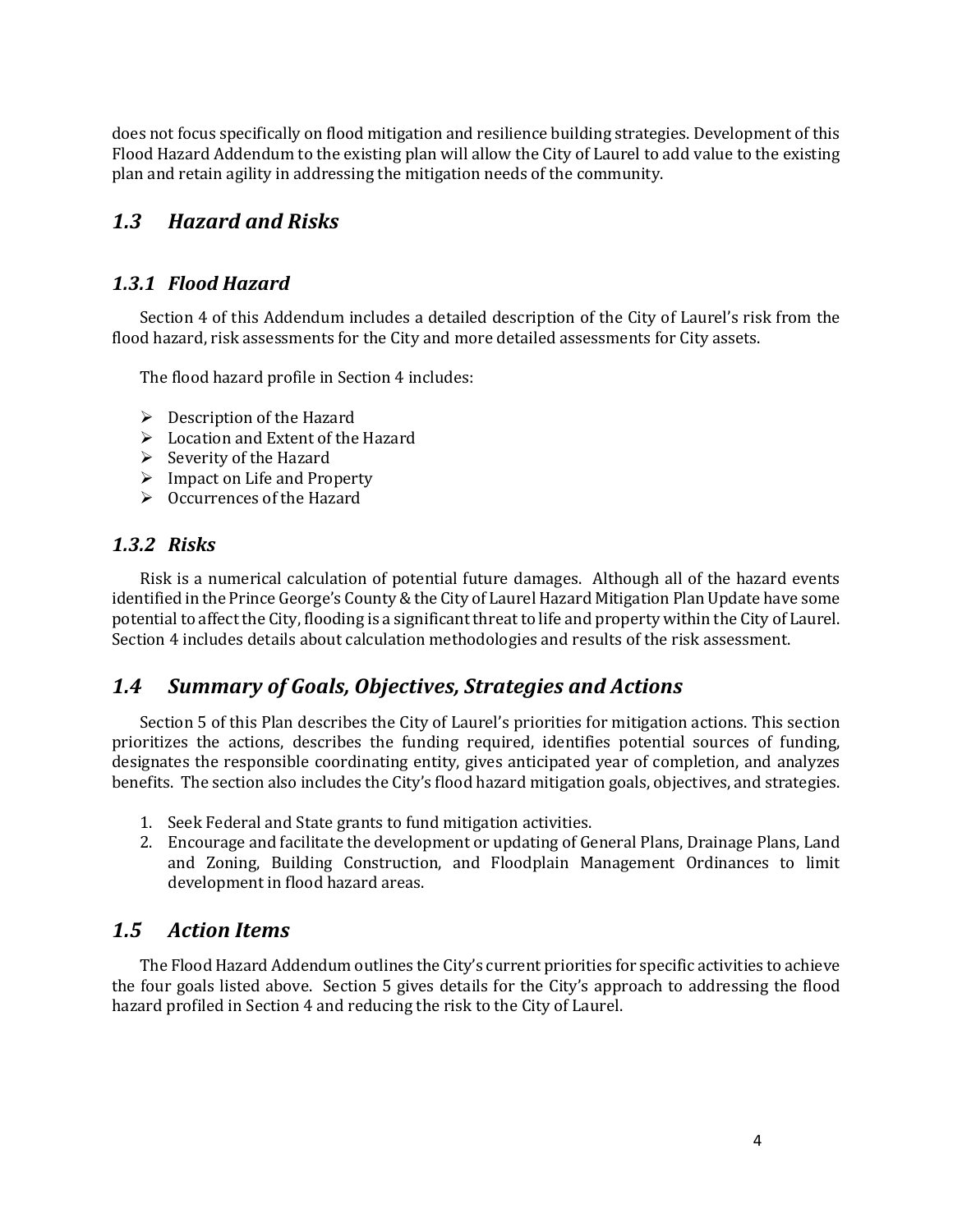does not focus specifically on flood mitigation and resilience building strategies. Development of this Flood Hazard Addendum to the existing plan will allow the City of Laurel to add value to the existing plan and retain agility in addressing the mitigation needs of the community.

## *1.3 Hazard and Risks*

### *1.3.1 Flood Hazard*

Section 4 of this Addendum includes a detailed description of the City of Laurel's risk from the flood hazard, risk assessments for the City and more detailed assessments for City assets.

The flood hazard profile in Section 4 includes:

- Description of the Hazard
- Location and Extent of the Hazard
- Severity of the Hazard
- Impact on Life and Property
- Occurrences of the Hazard

### *1.3.2 Risks*

Risk is a numerical calculation of potential future damages. Although all of the hazard events identified in the Prince George's County & the City of Laurel Hazard Mitigation Plan Update have some potential to affect the City, flooding is a significant threat to life and property within the City of Laurel. Section 4 includes details about calculation methodologies and results of the risk assessment.

## *1.4 Summary of Goals, Objectives, Strategies and Actions*

Section 5 of this Plan describes the City of Laurel's priorities for mitigation actions. This section prioritizes the actions, describes the funding required, identifies potential sources of funding, designates the responsible coordinating entity, gives anticipated year of completion, and analyzes benefits. The section also includes the City's flood hazard mitigation goals, objectives, and strategies.

1. Seek Federal and State grants to fund mitigation activities.
2. Encourage and facilitate the development or updating of General Plans, Drainage Plans, Land and Zoning, Building Construction, and Floodplain Management Ordinances to limit development in flood hazard areas.

## *1.5 Action Items*

The Flood Hazard Addendum outlines the City's current priorities for specific activities to achieve the four goals listed above. Section 5 gives details for the City's approach to addressing the flood hazard profiled in Section 4 and reducing the risk to the City of Laurel.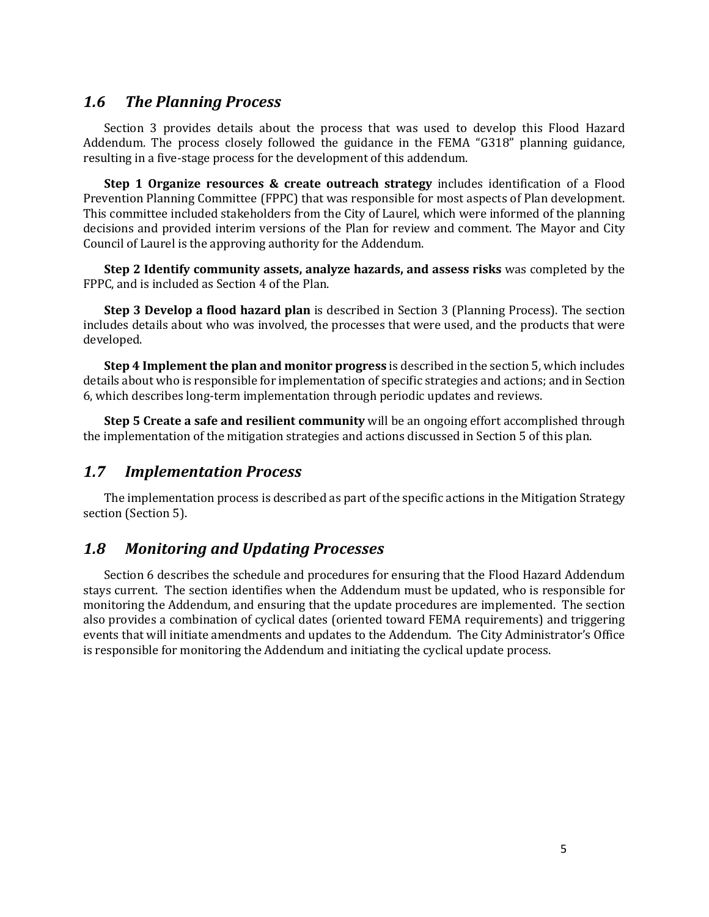## *1.6 The Planning Process*

Section 3 provides details about the process that was used to develop this Flood Hazard Addendum. The process closely followed the guidance in the FEMA "G318" planning guidance, resulting in a five-stage process for the development of this addendum.

**Step 1 Organize resources & create outreach strategy** includes identification of a Flood Prevention Planning Committee (FPPC) that was responsible for most aspects of Plan development. This committee included stakeholders from the City of Laurel, which were informed of the planning decisions and provided interim versions of the Plan for review and comment. The Mayor and City Council of Laurel is the approving authority for the Addendum.

**Step 2 Identify community assets, analyze hazards, and assess risks** was completed by the FPPC, and is included as Section 4 of the Plan.

**Step 3 Develop a flood hazard plan** is described in Section 3 (Planning Process). The section includes details about who was involved, the processes that were used, and the products that were developed.

**Step 4 Implement the plan and monitor progress** is described in the section 5, which includes details about who is responsible for implementation of specific strategies and actions; and in Section 6, which describes long-term implementation through periodic updates and reviews.

**Step 5 Create a safe and resilient community** will be an ongoing effort accomplished through the implementation of the mitigation strategies and actions discussed in Section 5 of this plan.

## *1.7 Implementation Process*

The implementation process is described as part of the specific actions in the Mitigation Strategy section (Section 5).

## *1.8 Monitoring and Updating Processes*

Section 6 describes the schedule and procedures for ensuring that the Flood Hazard Addendum stays current. The section identifies when the Addendum must be updated, who is responsible for monitoring the Addendum, and ensuring that the update procedures are implemented. The section also provides a combination of cyclical dates (oriented toward FEMA requirements) and triggering events that will initiate amendments and updates to the Addendum. The City Administrator's Office is responsible for monitoring the Addendum and initiating the cyclical update process.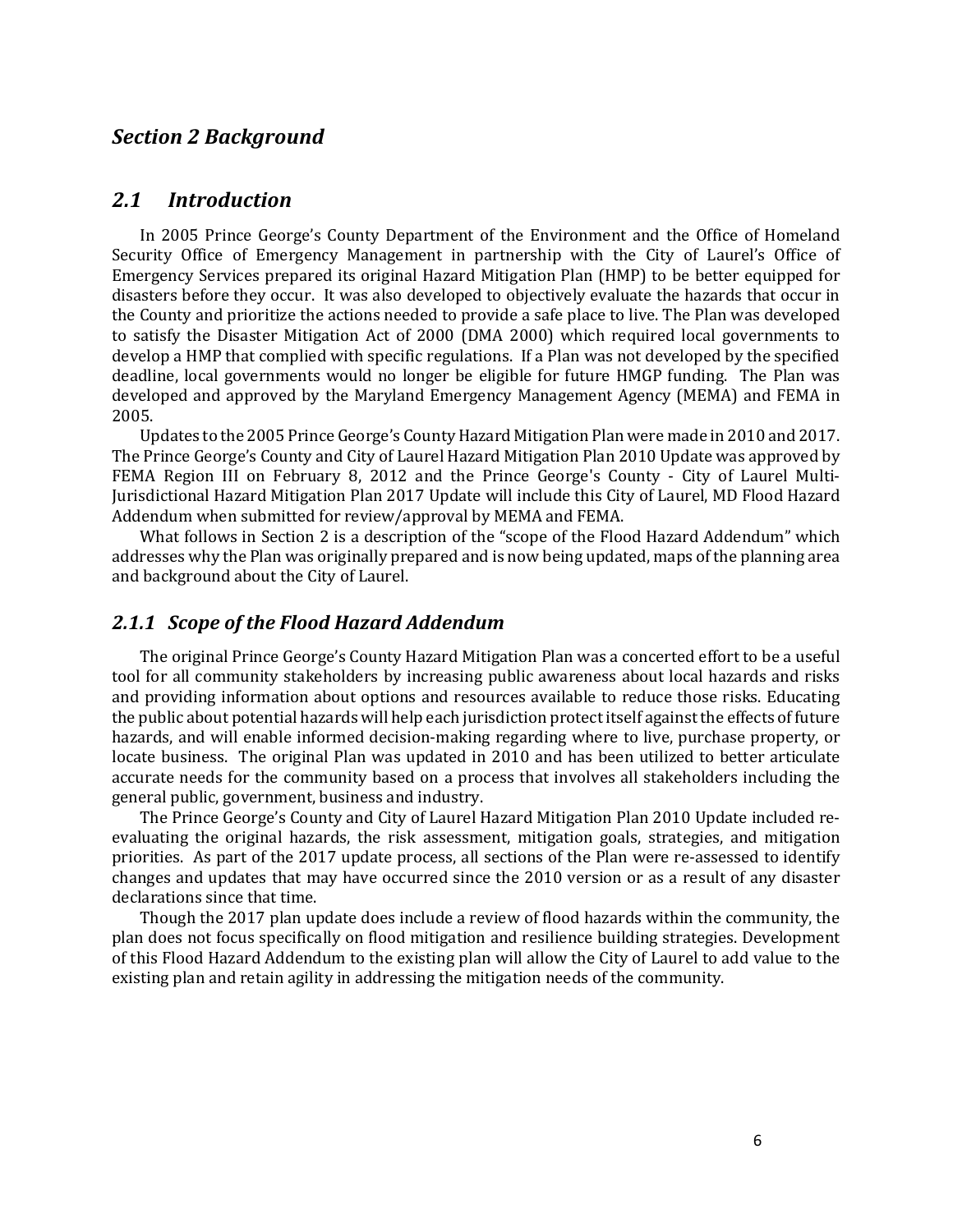## *Section 2 Background*

### *2.1 Introduction*

In 2005 Prince George's County Department of the Environment and the Office of Homeland Security Office of Emergency Management in partnership with the City of Laurel's Office of Emergency Services prepared its original Hazard Mitigation Plan (HMP) to be better equipped for disasters before they occur. It was also developed to objectively evaluate the hazards that occur in the County and prioritize the actions needed to provide a safe place to live. The Plan was developed to satisfy the Disaster Mitigation Act of 2000 (DMA 2000) which required local governments to develop a HMP that complied with specific regulations. If a Plan was not developed by the specified deadline, local governments would no longer be eligible for future HMGP funding. The Plan was developed and approved by the Maryland Emergency Management Agency (MEMA) and FEMA in 2005.

Updates to the 2005 Prince George's County Hazard Mitigation Plan were made in 2010 and 2017. The Prince George's County and City of Laurel Hazard Mitigation Plan 2010 Update was approved by FEMA Region III on February 8, 2012 and the Prince George's County - City of Laurel Multi-Jurisdictional Hazard Mitigation Plan 2017 Update will include this City of Laurel, MD Flood Hazard Addendum when submitted for review/approval by MEMA and FEMA.

What follows in Section 2 is a description of the "scope of the Flood Hazard Addendum" which addresses why the Plan was originally prepared and is now being updated, maps of the planning area and background about the City of Laurel.

#### *2.1.1 Scope of the Flood Hazard Addendum*

The original Prince George's County Hazard Mitigation Plan was a concerted effort to be a useful tool for all community stakeholders by increasing public awareness about local hazards and risks and providing information about options and resources available to reduce those risks. Educating the public about potential hazards will help each jurisdiction protect itself against the effects of future hazards, and will enable informed decision-making regarding where to live, purchase property, or locate business. The original Plan was updated in 2010 and has been utilized to better articulate accurate needs for the community based on a process that involves all stakeholders including the general public, government, business and industry.

The Prince George's County and City of Laurel Hazard Mitigation Plan 2010 Update included re-evaluating the original hazards, the risk assessment, mitigation goals, strategies, and mitigation priorities. As part of the 2017 update process, all sections of the Plan were re-assessed to identify changes and updates that may have occurred since the 2010 version or as a result of any disaster declarations since that time.

Though the 2017 plan update does include a review of flood hazards within the community, the plan does not focus specifically on flood mitigation and resilience building strategies. Development of this Flood Hazard Addendum to the existing plan will allow the City of Laurel to add value to the existing plan and retain agility in addressing the mitigation needs of the community.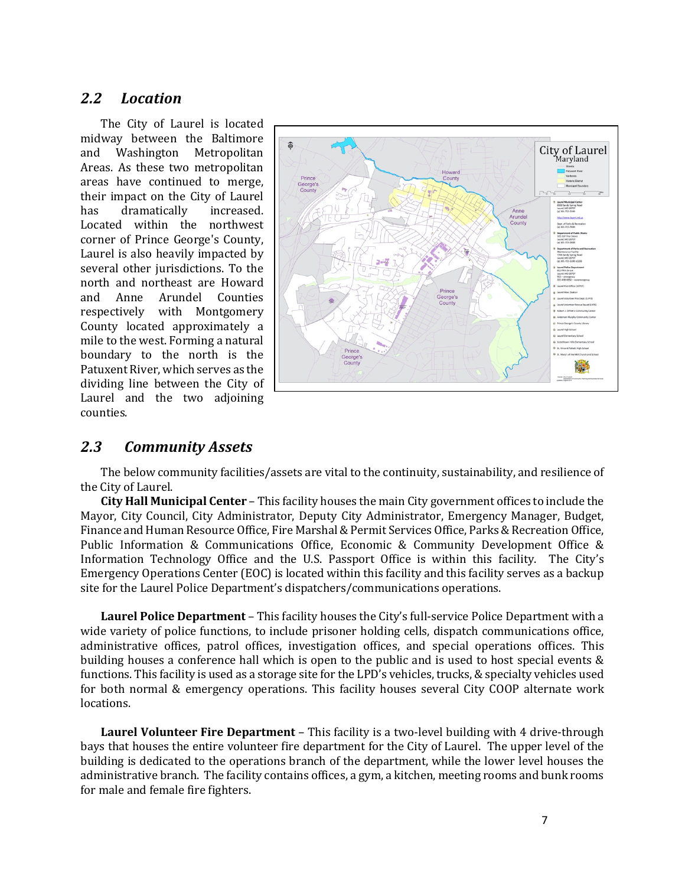## 2.2 Location

The City of Laurel is located midway between the Baltimore and Washington Metropolitan Areas. As these two metropolitan areas have continued to merge, their impact on the City of Laurel has dramatically increased. Located within the northwest corner of Prince George's County, Laurel is also heavily impacted by several other jurisdictions. To the north and northeast are Howard and Anne Arundel Counties respectively with Montgomery County located approximately a mile to the west. Forming a natural boundary to the north is the Patuxent River, which serves as the dividing line between the City of Laurel and the two adjoining counties.

## 2.3 Community Assets

The below community facilities/assets are vital to the continuity, sustainability, and resilience of the City of Laurel.

**City Hall Municipal Center** – This facility houses the main City government offices to include the Mayor, City Council, City Administrator, Deputy City Administrator, Emergency Manager, Budget, Finance and Human Resource Office, Fire Marshal & Permit Services Office, Parks & Recreation Office, Public Information & Communications Office, Economic & Community Development Office & Information Technology Office and the U.S. Passport Office is within this facility. The City's Emergency Operations Center (EOC) is located within this facility and this facility serves as a backup site for the Laurel Police Department's dispatchers/communications operations.

**Laurel Police Department** – This facility houses the City's full-service Police Department with a wide variety of police functions, to include prisoner holding cells, dispatch communications office, administrative offices, patrol offices, investigation offices, and special operations offices. This building houses a conference hall which is open to the public and is used to host special events & functions. This facility is used as a storage site for the LPD's vehicles, trucks, & specialty vehicles used for both normal & emergency operations. This facility houses several City COOP alternate work locations.

**Laurel Volunteer Fire Department** – This facility is a two-level building with 4 drive-through bays that houses the entire volunteer fire department for the City of Laurel. The upper level of the building is dedicated to the operations branch of the department, while the lower level houses the administrative branch. The facility contains offices, a gym, a kitchen, meeting rooms and bunk rooms for male and female fire fighters.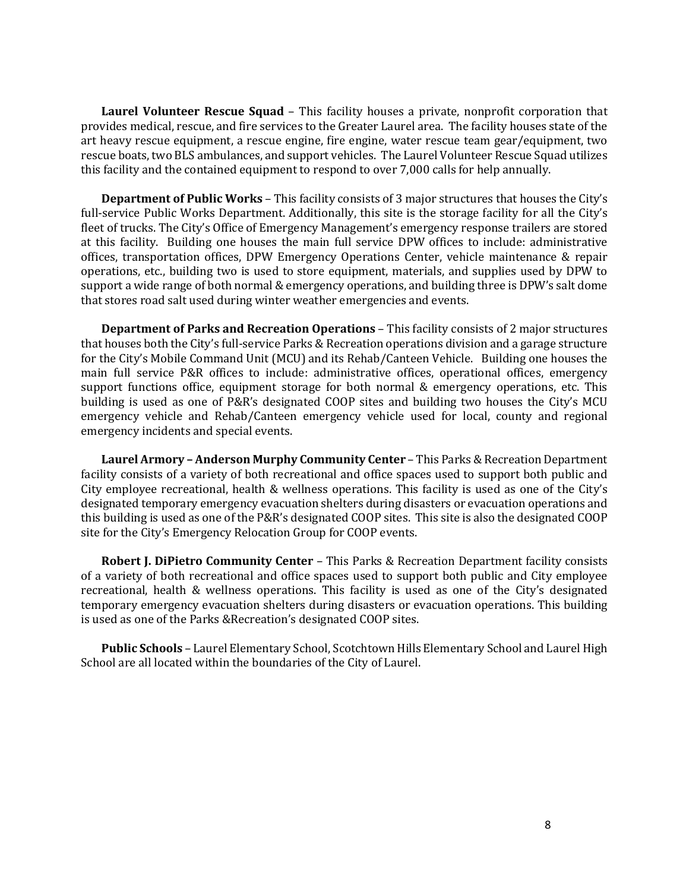**Laurel Volunteer Rescue Squad** – This facility houses a private, nonprofit corporation that provides medical, rescue, and fire services to the Greater Laurel area. The facility houses state of the art heavy rescue equipment, a rescue engine, fire engine, water rescue team gear/equipment, two rescue boats, two BLS ambulances, and support vehicles. The Laurel Volunteer Rescue Squad utilizes this facility and the contained equipment to respond to over 7,000 calls for help annually.

**Department of Public Works** – This facility consists of 3 major structures that houses the City's full-service Public Works Department. Additionally, this site is the storage facility for all the City's fleet of trucks. The City's Office of Emergency Management's emergency response trailers are stored at this facility. Building one houses the main full service DPW offices to include: administrative offices, transportation offices, DPW Emergency Operations Center, vehicle maintenance & repair operations, etc., building two is used to store equipment, materials, and supplies used by DPW to support a wide range of both normal & emergency operations, and building three is DPW's salt dome that stores road salt used during winter weather emergencies and events.

**Department of Parks and Recreation Operations** – This facility consists of 2 major structures that houses both the City's full-service Parks & Recreation operations division and a garage structure for the City's Mobile Command Unit (MCU) and its Rehab/Canteen Vehicle. Building one houses the main full service P&R offices to include: administrative offices, operational offices, emergency support functions office, equipment storage for both normal & emergency operations, etc. This building is used as one of P&R's designated COOP sites and building two houses the City's MCU emergency vehicle and Rehab/Canteen emergency vehicle used for local, county and regional emergency incidents and special events.

**Laurel Armory – Anderson Murphy Community Center** – This Parks & Recreation Department facility consists of a variety of both recreational and office spaces used to support both public and City employee recreational, health & wellness operations. This facility is used as one of the City's designated temporary emergency evacuation shelters during disasters or evacuation operations and this building is used as one of the P&R's designated COOP sites. This site is also the designated COOP site for the City's Emergency Relocation Group for COOP events.

**Robert J. DiPietro Community Center** – This Parks & Recreation Department facility consists of a variety of both recreational and office spaces used to support both public and City employee recreational, health & wellness operations. This facility is used as one of the City's designated temporary emergency evacuation shelters during disasters or evacuation operations. This building is used as one of the Parks &Recreation's designated COOP sites.

**Public Schools** – Laurel Elementary School, Scotchtown Hills Elementary School and Laurel High School are all located within the boundaries of the City of Laurel.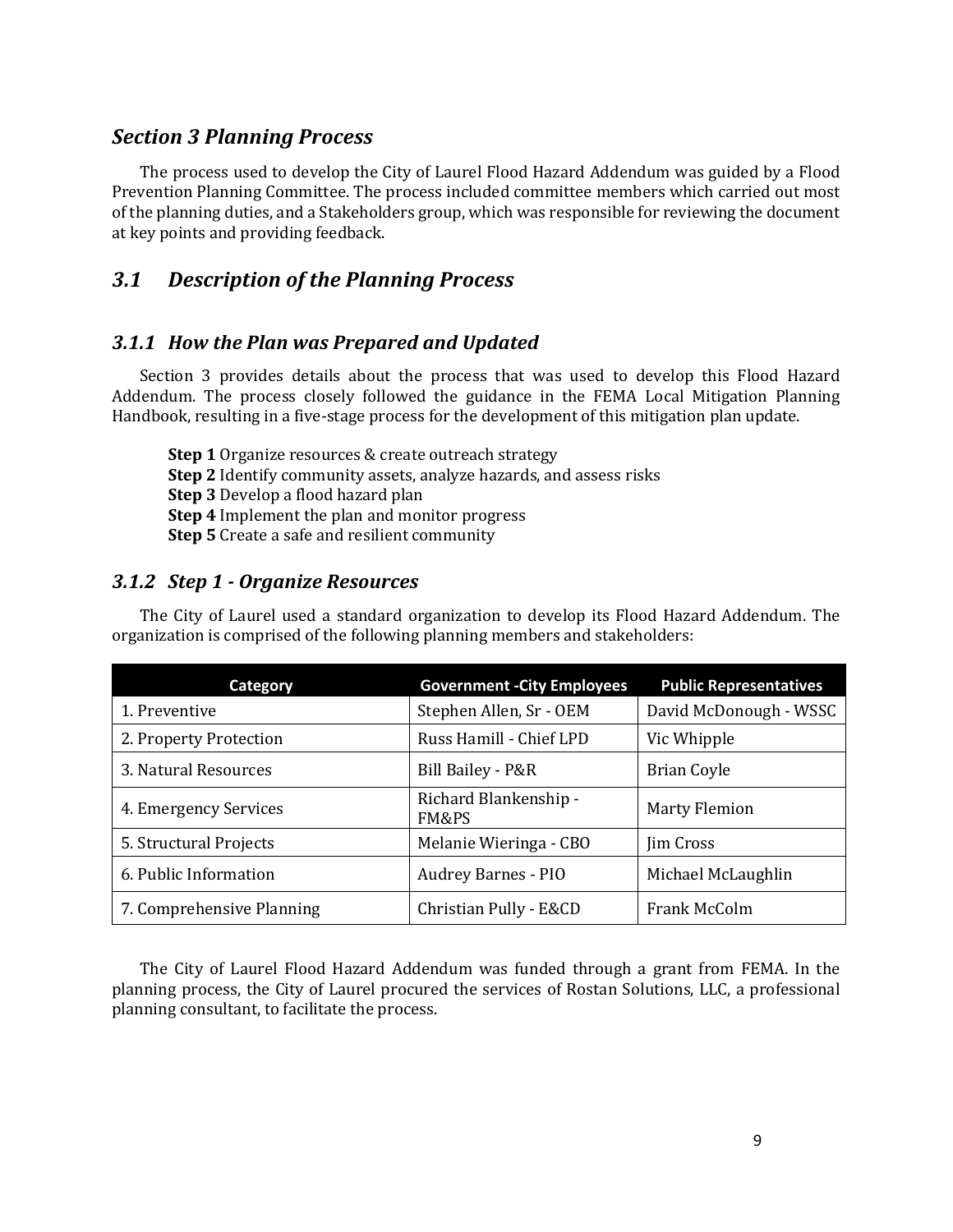## *Section 3 Planning Process*

The process used to develop the City of Laurel Flood Hazard Addendum was guided by a Flood Prevention Planning Committee. The process included committee members which carried out most of the planning duties, and a Stakeholders group, which was responsible for reviewing the document at key points and providing feedback.

## *3.1 Description of the Planning Process*

### *3.1.1 How the Plan was Prepared and Updated*

Section 3 provides details about the process that was used to develop this Flood Hazard Addendum. The process closely followed the guidance in the FEMA Local Mitigation Planning Handbook, resulting in a five-stage process for the development of this mitigation plan update.

**Step 1** Organize resources & create outreach strategy
**Step 2** Identify community assets, analyze hazards, and assess risks
**Step 3** Develop a flood hazard plan
**Step 4** Implement the plan and monitor progress
**Step 5** Create a safe and resilient community

### *3.1.2 Step 1 - Organize Resources*

The City of Laurel used a standard organization to develop its Flood Hazard Addendum. The organization is comprised of the following planning members and stakeholders:

| Category | Government -City Employees | Public Representatives |
|---|---|---|
| 1. Preventive | Stephen Allen, Sr - OEM | David McDonough - WSSC |
| 2. Property Protection | Russ Hamill - Chief LPD | Vic Whipple |
| 3. Natural Resources | Bill Bailey - P&R | Brian Coyle |
| 4. Emergency Services | Richard Blankenship - FM&PS | Marty Flemion |
| 5. Structural Projects | Melanie Wieringa - CBO | Jim Cross |
| 6. Public Information | Audrey Barnes - PIO | Michael McLaughlin |
| 7. Comprehensive Planning | Christian Pully - E&CD | Frank McColm |

The City of Laurel Flood Hazard Addendum was funded through a grant from FEMA. In the planning process, the City of Laurel procured the services of Rostan Solutions, LLC, a professional planning consultant, to facilitate the process.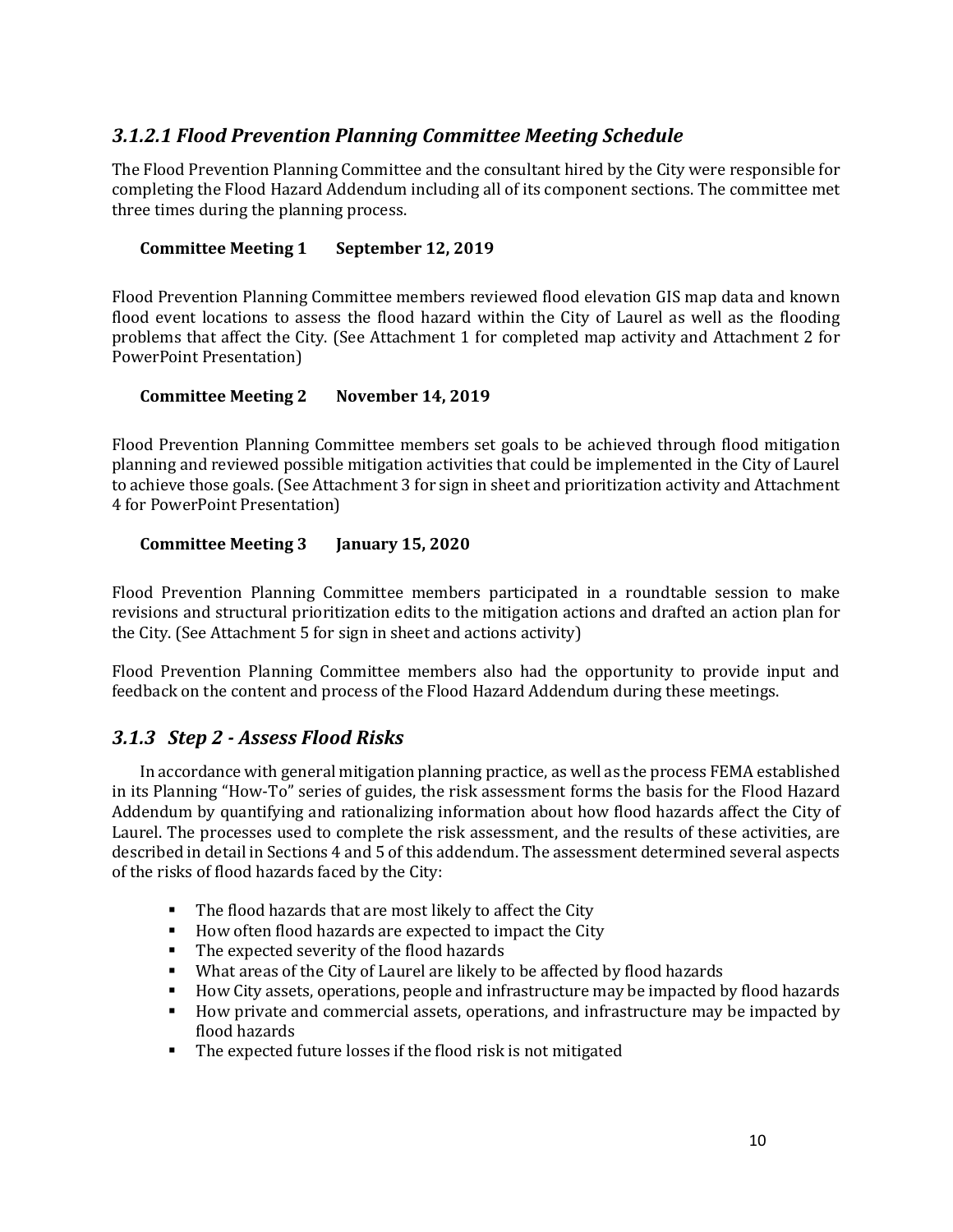### *3.1.2.1 Flood Prevention Planning Committee Meeting Schedule*

The Flood Prevention Planning Committee and the consultant hired by the City were responsible for completing the Flood Hazard Addendum including all of its component sections. The committee met three times during the planning process.

**Committee Meeting 1 September 12, 2019**

Flood Prevention Planning Committee members reviewed flood elevation GIS map data and known flood event locations to assess the flood hazard within the City of Laurel as well as the flooding problems that affect the City. (See Attachment 1 for completed map activity and Attachment 2 for PowerPoint Presentation)

**Committee Meeting 2 November 14, 2019**

Flood Prevention Planning Committee members set goals to be achieved through flood mitigation planning and reviewed possible mitigation activities that could be implemented in the City of Laurel to achieve those goals. (See Attachment 3 for sign in sheet and prioritization activity and Attachment 4 for PowerPoint Presentation)

**Committee Meeting 3 January 15, 2020**

Flood Prevention Planning Committee members participated in a roundtable session to make revisions and structural prioritization edits to the mitigation actions and drafted an action plan for the City. (See Attachment 5 for sign in sheet and actions activity)

Flood Prevention Planning Committee members also had the opportunity to provide input and feedback on the content and process of the Flood Hazard Addendum during these meetings.

## *3.1.3 Step 2 - Assess Flood Risks*

In accordance with general mitigation planning practice, as well as the process FEMA established in its Planning "How-To" series of guides, the risk assessment forms the basis for the Flood Hazard Addendum by quantifying and rationalizing information about how flood hazards affect the City of Laurel. The processes used to complete the risk assessment, and the results of these activities, are described in detail in Sections 4 and 5 of this addendum. The assessment determined several aspects of the risks of flood hazards faced by the City:

- The flood hazards that are most likely to affect the City
- How often flood hazards are expected to impact the City
- The expected severity of the flood hazards
- What areas of the City of Laurel are likely to be affected by flood hazards
- How City assets, operations, people and infrastructure may be impacted by flood hazards
- How private and commercial assets, operations, and infrastructure may be impacted by flood hazards
- The expected future losses if the flood risk is not mitigated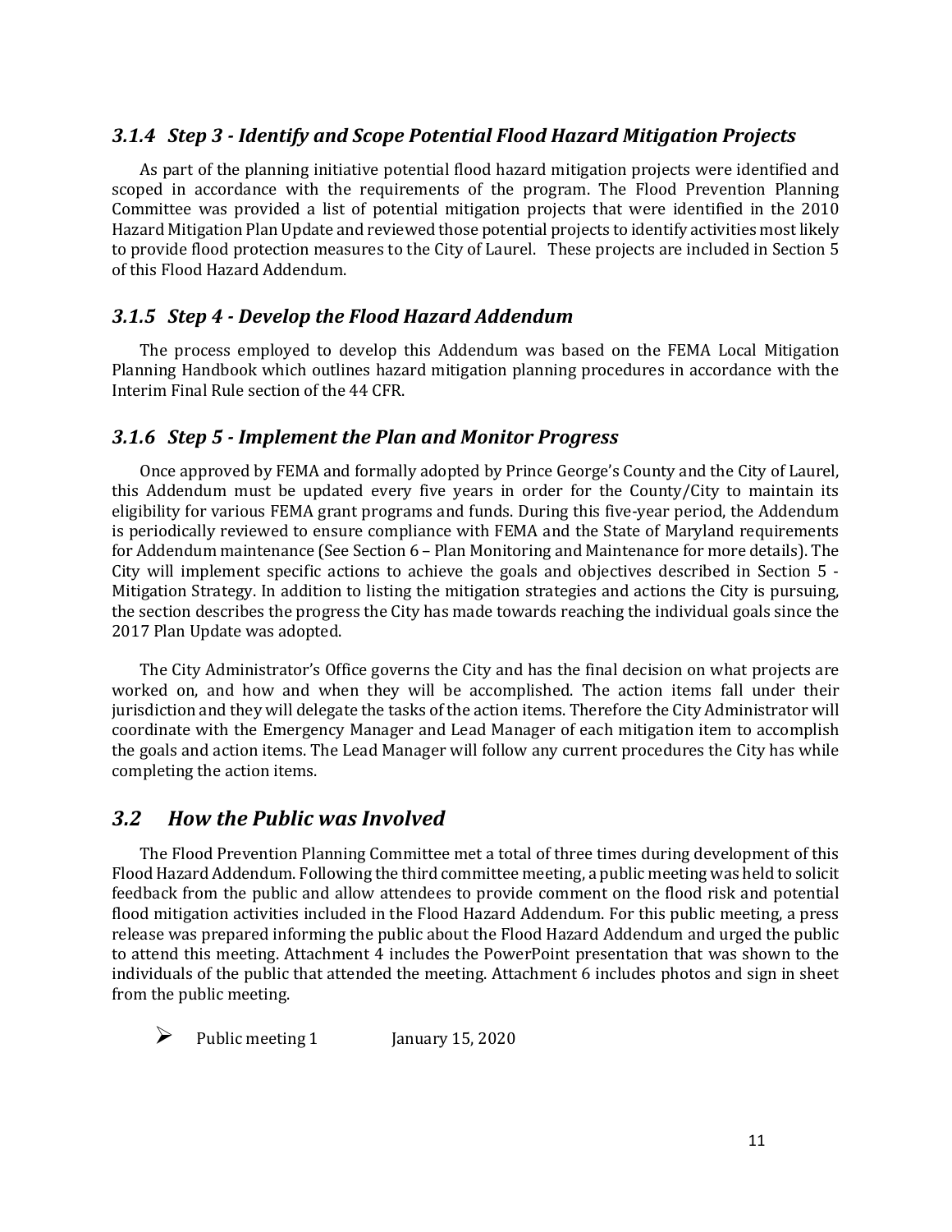### *3.1.4 Step 3 - Identify and Scope Potential Flood Hazard Mitigation Projects*

As part of the planning initiative potential flood hazard mitigation projects were identified and scoped in accordance with the requirements of the program. The Flood Prevention Planning Committee was provided a list of potential mitigation projects that were identified in the 2010 Hazard Mitigation Plan Update and reviewed those potential projects to identify activities most likely to provide flood protection measures to the City of Laurel. These projects are included in Section 5 of this Flood Hazard Addendum.

### *3.1.5 Step 4 - Develop the Flood Hazard Addendum*

The process employed to develop this Addendum was based on the FEMA Local Mitigation Planning Handbook which outlines hazard mitigation planning procedures in accordance with the Interim Final Rule section of the 44 CFR.

### *3.1.6 Step 5 - Implement the Plan and Monitor Progress*

Once approved by FEMA and formally adopted by Prince George's County and the City of Laurel, this Addendum must be updated every five years in order for the County/City to maintain its eligibility for various FEMA grant programs and funds. During this five-year period, the Addendum is periodically reviewed to ensure compliance with FEMA and the State of Maryland requirements for Addendum maintenance (See Section 6 – Plan Monitoring and Maintenance for more details). The City will implement specific actions to achieve the goals and objectives described in Section 5 - Mitigation Strategy. In addition to listing the mitigation strategies and actions the City is pursuing, the section describes the progress the City has made towards reaching the individual goals since the 2017 Plan Update was adopted.

The City Administrator's Office governs the City and has the final decision on what projects are worked on, and how and when they will be accomplished. The action items fall under their jurisdiction and they will delegate the tasks of the action items. Therefore the City Administrator will coordinate with the Emergency Manager and Lead Manager of each mitigation item to accomplish the goals and action items. The Lead Manager will follow any current procedures the City has while completing the action items.

## *3.2 How the Public was Involved*

The Flood Prevention Planning Committee met a total of three times during development of this Flood Hazard Addendum. Following the third committee meeting, a public meeting was held to solicit feedback from the public and allow attendees to provide comment on the flood risk and potential flood mitigation activities included in the Flood Hazard Addendum. For this public meeting, a press release was prepared informing the public about the Flood Hazard Addendum and urged the public to attend this meeting. Attachment 4 includes the PowerPoint presentation that was shown to the individuals of the public that attended the meeting. Attachment 6 includes photos and sign in sheet from the public meeting.

- Public meeting 1 January 15, 2020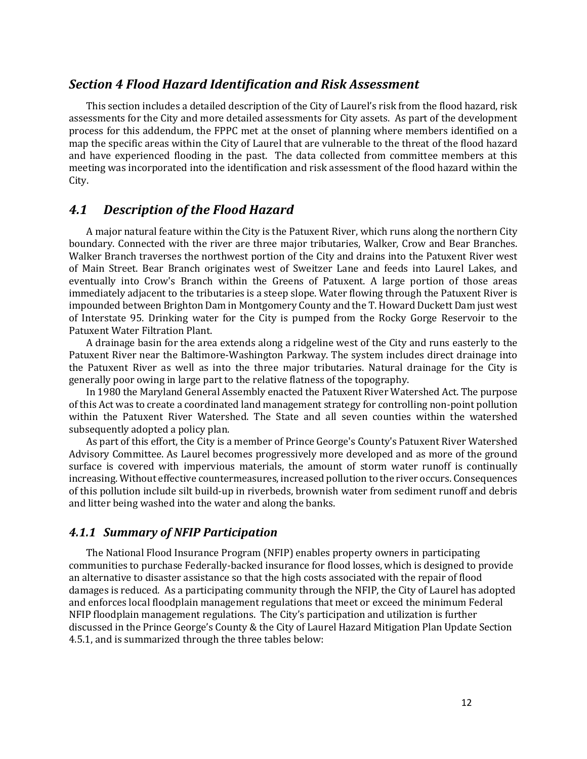## *Section 4 Flood Hazard Identification and Risk Assessment*

This section includes a detailed description of the City of Laurel's risk from the flood hazard, risk assessments for the City and more detailed assessments for City assets. As part of the development process for this addendum, the FPPC met at the onset of planning where members identified on a map the specific areas within the City of Laurel that are vulnerable to the threat of the flood hazard and have experienced flooding in the past. The data collected from committee members at this meeting was incorporated into the identification and risk assessment of the flood hazard within the City.

## *4.1 Description of the Flood Hazard*

A major natural feature within the City is the Patuxent River, which runs along the northern City boundary. Connected with the river are three major tributaries, Walker, Crow and Bear Branches. Walker Branch traverses the northwest portion of the City and drains into the Patuxent River west of Main Street. Bear Branch originates west of Sweitzer Lane and feeds into Laurel Lakes, and eventually into Crow's Branch within the Greens of Patuxent. A large portion of those areas immediately adjacent to the tributaries is a steep slope. Water flowing through the Patuxent River is impounded between Brighton Dam in Montgomery County and the T. Howard Duckett Dam just west of Interstate 95. Drinking water for the City is pumped from the Rocky Gorge Reservoir to the Patuxent Water Filtration Plant.

A drainage basin for the area extends along a ridgeline west of the City and runs easterly to the Patuxent River near the Baltimore-Washington Parkway. The system includes direct drainage into the Patuxent River as well as into the three major tributaries. Natural drainage for the City is generally poor owing in large part to the relative flatness of the topography.

In 1980 the Maryland General Assembly enacted the Patuxent River Watershed Act. The purpose of this Act was to create a coordinated land management strategy for controlling non-point pollution within the Patuxent River Watershed. The State and all seven counties within the watershed subsequently adopted a policy plan.

As part of this effort, the City is a member of Prince George's County's Patuxent River Watershed Advisory Committee. As Laurel becomes progressively more developed and as more of the ground surface is covered with impervious materials, the amount of storm water runoff is continually increasing. Without effective countermeasures, increased pollution to the river occurs. Consequences of this pollution include silt build-up in riverbeds, brownish water from sediment runoff and debris and litter being washed into the water and along the banks.

### *4.1.1 Summary of NFIP Participation*

The National Flood Insurance Program (NFIP) enables property owners in participating communities to purchase Federally-backed insurance for flood losses, which is designed to provide an alternative to disaster assistance so that the high costs associated with the repair of flood damages is reduced. As a participating community through the NFIP, the City of Laurel has adopted and enforces local floodplain management regulations that meet or exceed the minimum Federal NFIP floodplain management regulations. The City's participation and utilization is further discussed in the Prince George's County & the City of Laurel Hazard Mitigation Plan Update Section 4.5.1, and is summarized through the three tables below: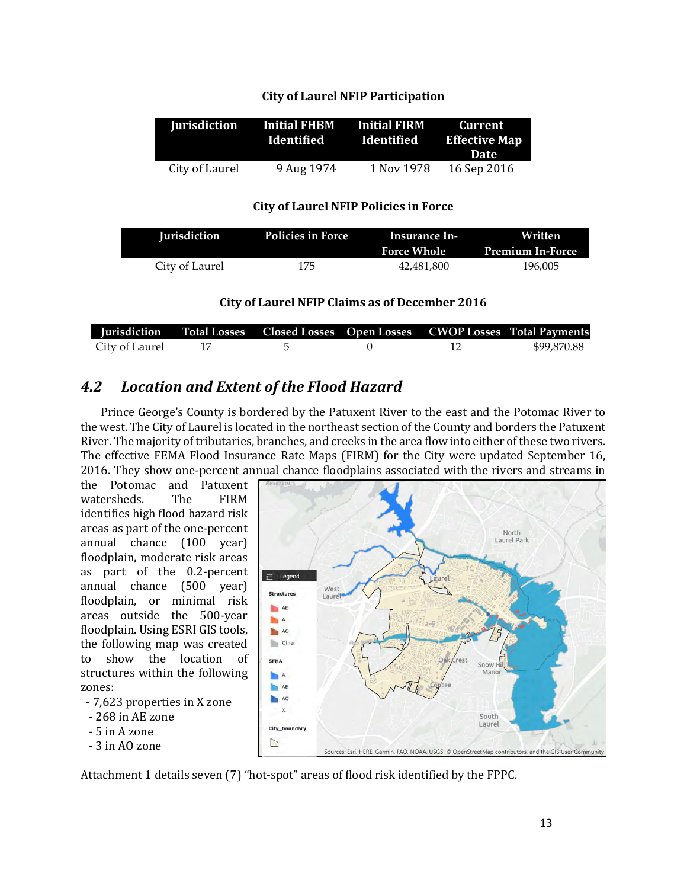**City of Laurel NFIP Participation**

| Jurisdiction | Initial FHBM Identified | Initial FIRM Identified | Current Effective Map Date |
|---|---|---|---|
| City of Laurel | 9 Aug 1974 | 1 Nov 1978 | 16 Sep 2016 |

**City of Laurel NFIP Policies in Force**

| Jurisdiction | Policies in Force | Insurance In-Force Whole | Written Premium In-Force |
|---|---|---|---|
| City of Laurel | 175 | 42,481,800 | 196,005 |

**City of Laurel NFIP Claims as of December 2016**

| Jurisdiction | Total Losses | Closed Losses | Open Losses | CWOP Losses | Total Payments |
|---|---|---|---|---|---|
| City of Laurel | 17 | 5 | 0 | 12 | $99,870.88 |

## *4.2 Location and Extent of the Flood Hazard*

Prince George's County is bordered by the Patuxent River to the east and the Potomac River to the west. The City of Laurel is located in the northeast section of the County and borders the Patuxent River. The majority of tributaries, branches, and creeks in the area flow into either of these two rivers. The effective FEMA Flood Insurance Rate Maps (FIRM) for the City were updated September 16, 2016. They show one-percent annual chance floodplains associated with the rivers and streams in the Potomac and Patuxent watersheds. The FIRM identifies high flood hazard risk areas as part of the one-percent annual chance (100 year) floodplain, moderate risk areas as part of the 0.2-percent annual chance (500 year) floodplain, or minimal risk areas outside the 500-year floodplain. Using ESRI GIS tools, the following map was created to show the location of structures within the following zones:

- 7,623 properties in X zone
- 268 in AE zone
- 5 in A zone
- 3 in AO zone

Attachment 1 details seven (7) "hot-spot" areas of flood risk identified by the FPPC.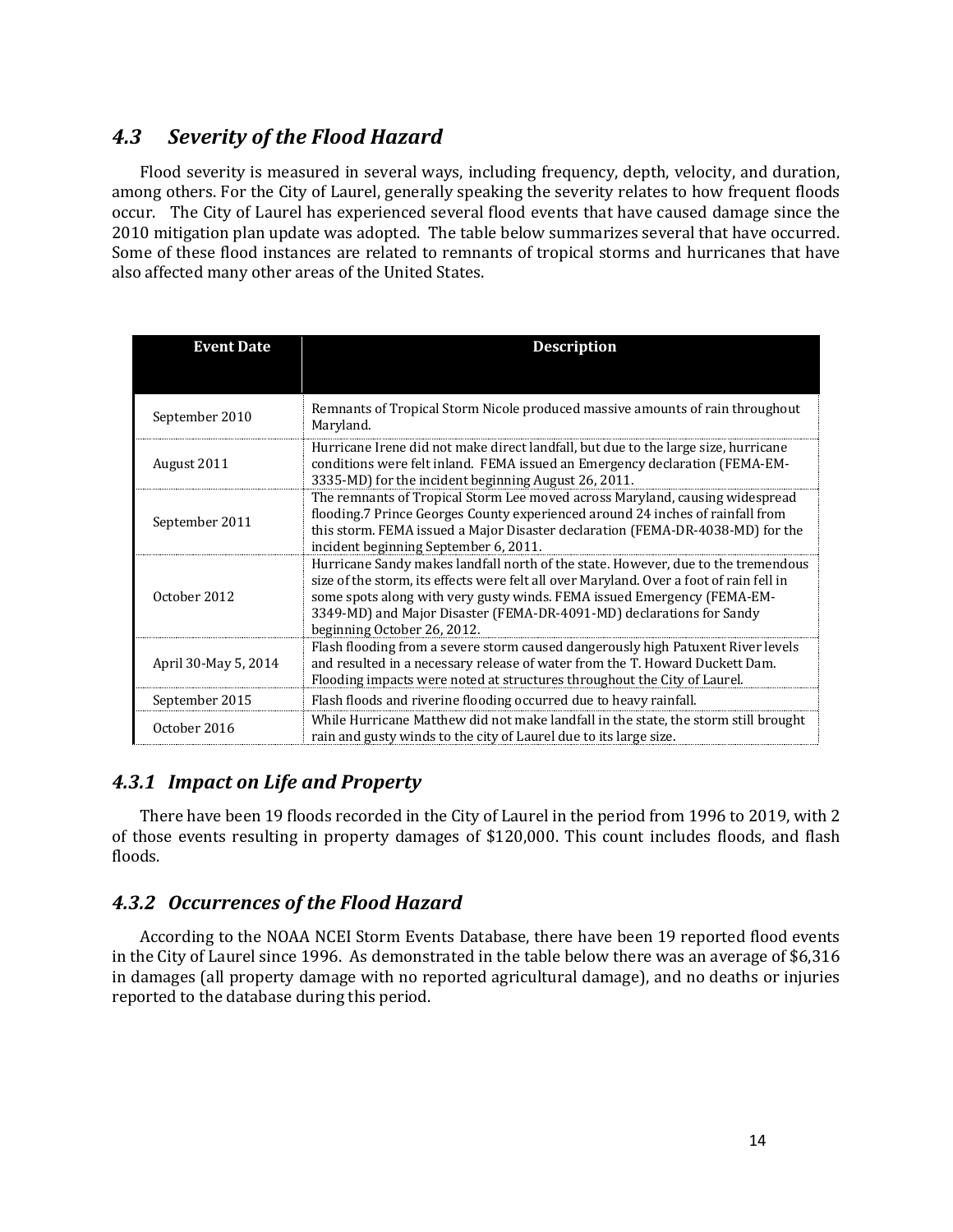## *4.3 Severity of the Flood Hazard*

Flood severity is measured in several ways, including frequency, depth, velocity, and duration, among others. For the City of Laurel, generally speaking the severity relates to how frequent floods occur. The City of Laurel has experienced several flood events that have caused damage since the 2010 mitigation plan update was adopted. The table below summarizes several that have occurred. Some of these flood instances are related to remnants of tropical storms and hurricanes that have also affected many other areas of the United States.

| Event Date | Description |
|---|---|
| September 2010 | Remnants of Tropical Storm Nicole produced massive amounts of rain throughout Maryland. |
| August 2011 | Hurricane Irene did not make direct landfall, but due to the large size, hurricane conditions were felt inland. FEMA issued an Emergency declaration (FEMA-EM-3335-MD) for the incident beginning August 26, 2011. |
| September 2011 | The remnants of Tropical Storm Lee moved across Maryland, causing widespread flooding.7 Prince Georges County experienced around 24 inches of rainfall from this storm. FEMA issued a Major Disaster declaration (FEMA-DR-4038-MD) for the incident beginning September 6, 2011. |
| October 2012 | Hurricane Sandy makes landfall north of the state. However, due to the tremendous size of the storm, its effects were felt all over Maryland. Over a foot of rain fell in some spots along with very gusty winds. FEMA issued Emergency (FEMA-EM-3349-MD) and Major Disaster (FEMA-DR-4091-MD) declarations for Sandy beginning October 26, 2012. |
| April 30-May 5, 2014 | Flash flooding from a severe storm caused dangerously high Patuxent River levels and resulted in a necessary release of water from the T. Howard Duckett Dam. Flooding impacts were noted at structures throughout the City of Laurel. |
| September 2015 | Flash floods and riverine flooding occurred due to heavy rainfall. |
| October 2016 | While Hurricane Matthew did not make landfall in the state, the storm still brought rain and gusty winds to the city of Laurel due to its large size. |

### *4.3.1 Impact on Life and Property*

There have been 19 floods recorded in the City of Laurel in the period from 1996 to 2019, with 2 of those events resulting in property damages of $120,000. This count includes floods, and flash floods.

### *4.3.2 Occurrences of the Flood Hazard*

According to the NOAA NCEI Storm Events Database, there have been 19 reported flood events in the City of Laurel since 1996. As demonstrated in the table below there was an average of $6,316 in damages (all property damage with no reported agricultural damage), and no deaths or injuries reported to the database during this period.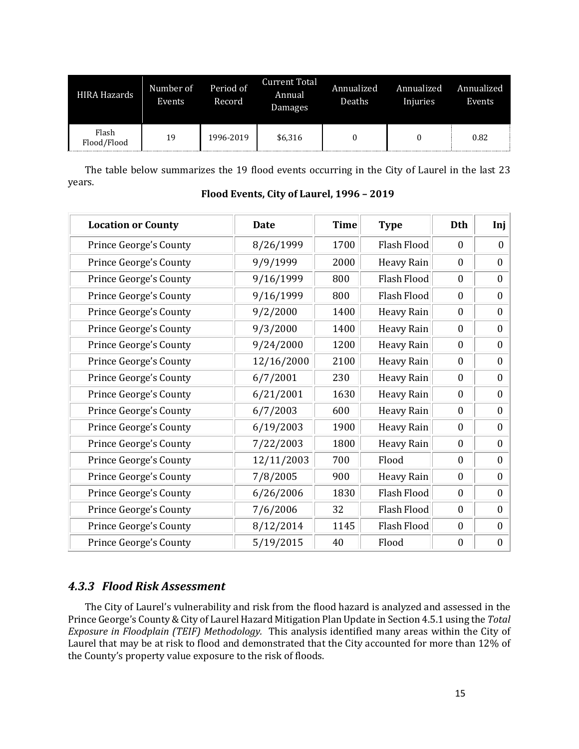| HIRA Hazards | Number of Events | Period of Record | Current Total Annual Damages | Annualized Deaths | Annualized Injuries | Annualized Events |
|---|---|---|---|---|---|---|
| Flash Flood/Flood | 19 | 1996-2019 | $6,316 | 0 | 0 | 0.82 |

The table below summarizes the 19 flood events occurring in the City of Laurel in the last 23 years.

**Flood Events, City of Laurel, 1996 – 2019**

| Location or County | Date | Time | Type | Dth | Inj |
|---|---|---|---|---|---|
| Prince George's County | 8/26/1999 | 1700 | Flash Flood | 0 | 0 |
| Prince George's County | 9/9/1999 | 2000 | Heavy Rain | 0 | 0 |
| Prince George's County | 9/16/1999 | 800 | Flash Flood | 0 | 0 |
| Prince George's County | 9/16/1999 | 800 | Flash Flood | 0 | 0 |
| Prince George's County | 9/2/2000 | 1400 | Heavy Rain | 0 | 0 |
| Prince George's County | 9/3/2000 | 1400 | Heavy Rain | 0 | 0 |
| Prince George's County | 9/24/2000 | 1200 | Heavy Rain | 0 | 0 |
| Prince George's County | 12/16/2000 | 2100 | Heavy Rain | 0 | 0 |
| Prince George's County | 6/7/2001 | 230 | Heavy Rain | 0 | 0 |
| Prince George's County | 6/21/2001 | 1630 | Heavy Rain | 0 | 0 |
| Prince George's County | 6/7/2003 | 600 | Heavy Rain | 0 | 0 |
| Prince George's County | 6/19/2003 | 1900 | Heavy Rain | 0 | 0 |
| Prince George's County | 7/22/2003 | 1800 | Heavy Rain | 0 | 0 |
| Prince George's County | 12/11/2003 | 700 | Flood | 0 | 0 |
| Prince George's County | 7/8/2005 | 900 | Heavy Rain | 0 | 0 |
| Prince George's County | 6/26/2006 | 1830 | Flash Flood | 0 | 0 |
| Prince George's County | 7/6/2006 | 32 | Flash Flood | 0 | 0 |
| Prince George's County | 8/12/2014 | 1145 | Flash Flood | 0 | 0 |
| Prince George's County | 5/19/2015 | 40 | Flood | 0 | 0 |

### *4.3.3 Flood Risk Assessment*

The City of Laurel's vulnerability and risk from the flood hazard is analyzed and assessed in the Prince George's County & City of Laurel Hazard Mitigation Plan Update in Section 4.5.1 using the *Total Exposure in Floodplain (TEIF) Methodology.* This analysis identified many areas within the City of Laurel that may be at risk to flood and demonstrated that the City accounted for more than 12% of the County's property value exposure to the risk of floods.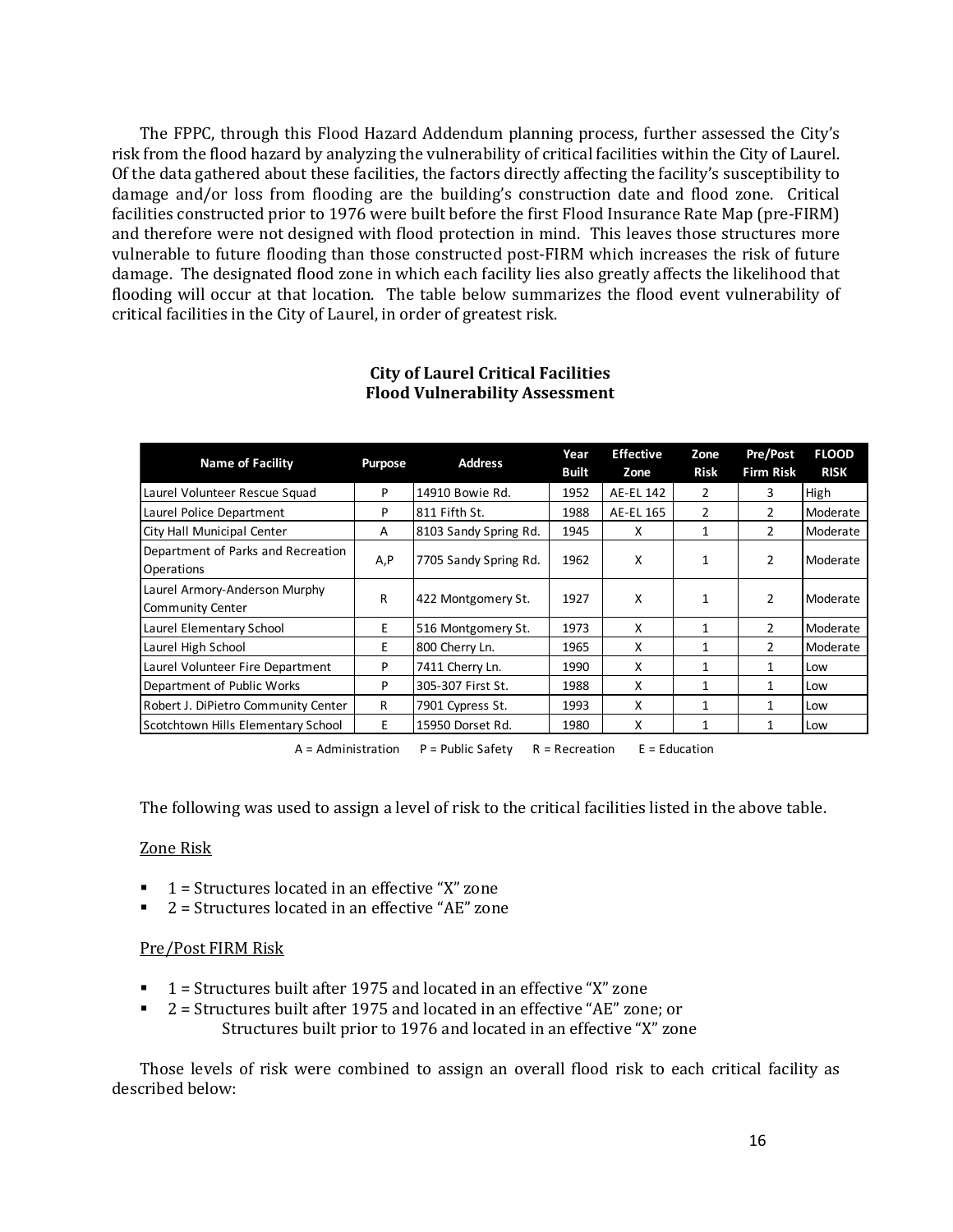The FPPC, through this Flood Hazard Addendum planning process, further assessed the City's risk from the flood hazard by analyzing the vulnerability of critical facilities within the City of Laurel. Of the data gathered about these facilities, the factors directly affecting the facility's susceptibility to damage and/or loss from flooding are the building's construction date and flood zone. Critical facilities constructed prior to 1976 were built before the first Flood Insurance Rate Map (pre-FIRM) and therefore were not designed with flood protection in mind. This leaves those structures more vulnerable to future flooding than those constructed post-FIRM which increases the risk of future damage. The designated flood zone in which each facility lies also greatly affects the likelihood that flooding will occur at that location. The table below summarizes the flood event vulnerability of critical facilities in the City of Laurel, in order of greatest risk.

**City of Laurel Critical Facilities**
**Flood Vulnerability Assessment**

| Name of Facility | Purpose | Address | Year Built | Effective Zone | Zone Risk | Pre/Post Firm Risk | FLOOD RISK |
|---|---|---|---|---|---|---|---|
| Laurel Volunteer Rescue Squad | P | 14910 Bowie Rd. | 1952 | AE-EL 142 | 2 | 3 | High |
| Laurel Police Department | P | 811 Fifth St. | 1988 | AE-EL 165 | 2 | 2 | Moderate |
| City Hall Municipal Center | A | 8103 Sandy Spring Rd. | 1945 | X | 1 | 2 | Moderate |
| Department of Parks and Recreation Operations | A,P | 7705 Sandy Spring Rd. | 1962 | X | 1 | 2 | Moderate |
| Laurel Armory-Anderson Murphy Community Center | R | 422 Montgomery St. | 1927 | X | 1 | 2 | Moderate |
| Laurel Elementary School | E | 516 Montgomery St. | 1973 | X | 1 | 2 | Moderate |
| Laurel High School | E | 800 Cherry Ln. | 1965 | X | 1 | 2 | Moderate |
| Laurel Volunteer Fire Department | P | 7411 Cherry Ln. | 1990 | X | 1 | 1 | Low |
| Department of Public Works | P | 305-307 First St. | 1988 | X | 1 | 1 | Low |
| Robert J. DiPietro Community Center | R | 7901 Cypress St. | 1993 | X | 1 | 1 | Low |
| Scotchtown Hills Elementary School | E | 15950 Dorset Rd. | 1980 | X | 1 | 1 | Low |

A = Administration P = Public Safety R = Recreation E = Education

The following was used to assign a level of risk to the critical facilities listed in the above table.

Zone Risk

- 1 = Structures located in an effective "X" zone
- 2 = Structures located in an effective "AE" zone

Pre/Post FIRM Risk

- 1 = Structures built after 1975 and located in an effective "X" zone
- 2 = Structures built after 1975 and located in an effective "AE" zone; or
  Structures built prior to 1976 and located in an effective "X" zone

Those levels of risk were combined to assign an overall flood risk to each critical facility as described below: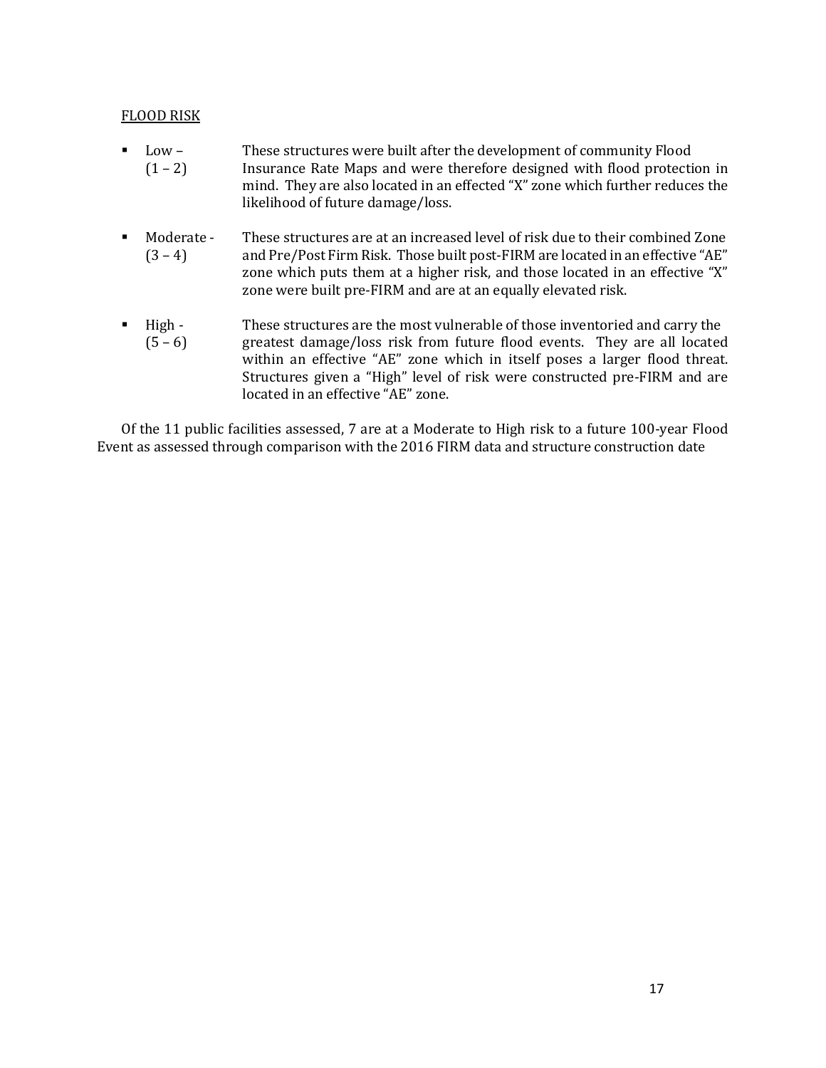FLOOD RISK

- Low – (1 – 2) These structures were built after the development of community Flood Insurance Rate Maps and were therefore designed with flood protection in mind. They are also located in an effected "X" zone which further reduces the likelihood of future damage/loss.

- Moderate - (3 – 4) These structures are at an increased level of risk due to their combined Zone and Pre/Post Firm Risk. Those built post-FIRM are located in an effective "AE" zone which puts them at a higher risk, and those located in an effective "X" zone were built pre-FIRM and are at an equally elevated risk.

- High - (5 – 6) These structures are the most vulnerable of those inventoried and carry the greatest damage/loss risk from future flood events. They are all located within an effective "AE" zone which in itself poses a larger flood threat. Structures given a "High" level of risk were constructed pre-FIRM and are located in an effective "AE" zone.

Of the 11 public facilities assessed, 7 are at a Moderate to High risk to a future 100-year Flood Event as assessed through comparison with the 2016 FIRM data and structure construction date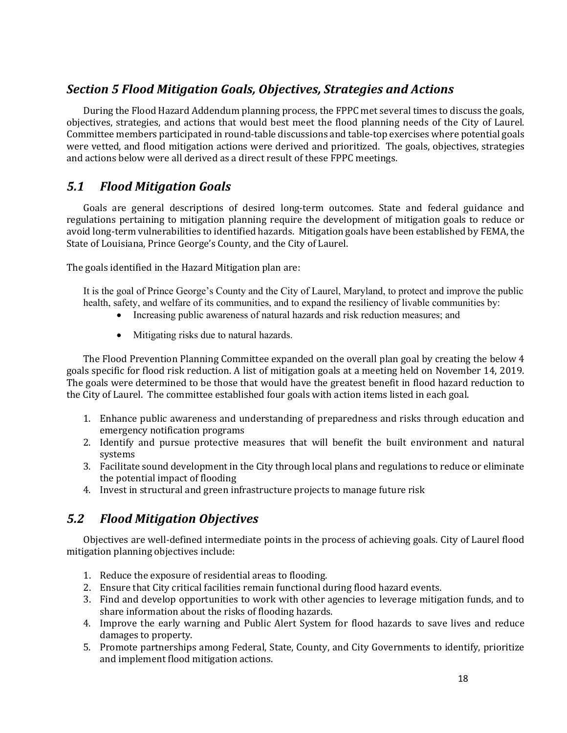## *Section 5 Flood Mitigation Goals, Objectives, Strategies and Actions*

During the Flood Hazard Addendum planning process, the FPPC met several times to discuss the goals, objectives, strategies, and actions that would best meet the flood planning needs of the City of Laurel. Committee members participated in round-table discussions and table-top exercises where potential goals were vetted, and flood mitigation actions were derived and prioritized. The goals, objectives, strategies and actions below were all derived as a direct result of these FPPC meetings.

### *5.1 Flood Mitigation Goals*

Goals are general descriptions of desired long-term outcomes. State and federal guidance and regulations pertaining to mitigation planning require the development of mitigation goals to reduce or avoid long-term vulnerabilities to identified hazards. Mitigation goals have been established by FEMA, the State of Louisiana, Prince George's County, and the City of Laurel.

The goals identified in the Hazard Mitigation plan are:

It is the goal of Prince George's County and the City of Laurel, Maryland, to protect and improve the public health, safety, and welfare of its communities, and to expand the resiliency of livable communities by:

- Increasing public awareness of natural hazards and risk reduction measures; and
- Mitigating risks due to natural hazards.

The Flood Prevention Planning Committee expanded on the overall plan goal by creating the below 4 goals specific for flood risk reduction. A list of mitigation goals at a meeting held on November 14, 2019. The goals were determined to be those that would have the greatest benefit in flood hazard reduction to the City of Laurel. The committee established four goals with action items listed in each goal.

1. Enhance public awareness and understanding of preparedness and risks through education and emergency notification programs
2. Identify and pursue protective measures that will benefit the built environment and natural systems
3. Facilitate sound development in the City through local plans and regulations to reduce or eliminate the potential impact of flooding
4. Invest in structural and green infrastructure projects to manage future risk

### *5.2 Flood Mitigation Objectives*

Objectives are well-defined intermediate points in the process of achieving goals. City of Laurel flood mitigation planning objectives include:

1. Reduce the exposure of residential areas to flooding.
2. Ensure that City critical facilities remain functional during flood hazard events.
3. Find and develop opportunities to work with other agencies to leverage mitigation funds, and to share information about the risks of flooding hazards.
4. Improve the early warning and Public Alert System for flood hazards to save lives and reduce damages to property.
5. Promote partnerships among Federal, State, County, and City Governments to identify, prioritize and implement flood mitigation actions.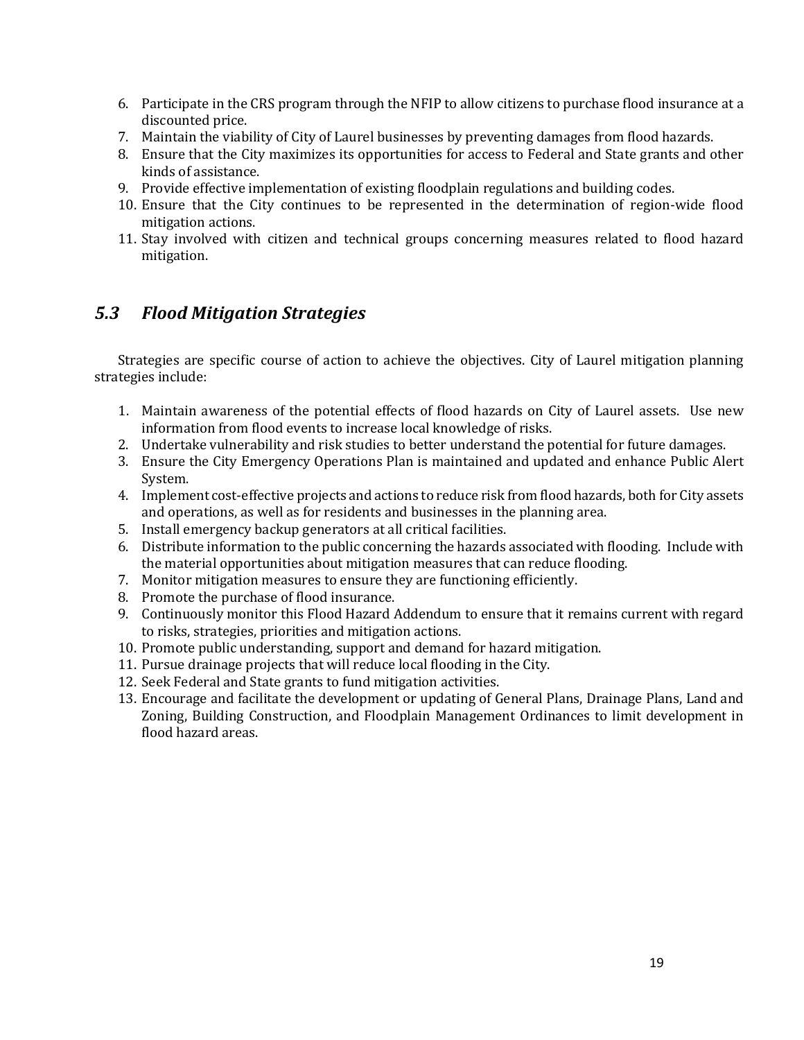6. Participate in the CRS program through the NFIP to allow citizens to purchase flood insurance at a discounted price.
7. Maintain the viability of City of Laurel businesses by preventing damages from flood hazards.
8. Ensure that the City maximizes its opportunities for access to Federal and State grants and other kinds of assistance.
9. Provide effective implementation of existing floodplain regulations and building codes.
10. Ensure that the City continues to be represented in the determination of region-wide flood mitigation actions.
11. Stay involved with citizen and technical groups concerning measures related to flood hazard mitigation.

## *5.3 Flood Mitigation Strategies*

Strategies are specific course of action to achieve the objectives. City of Laurel mitigation planning strategies include:

1. Maintain awareness of the potential effects of flood hazards on City of Laurel assets. Use new information from flood events to increase local knowledge of risks.
2. Undertake vulnerability and risk studies to better understand the potential for future damages.
3. Ensure the City Emergency Operations Plan is maintained and updated and enhance Public Alert System.
4. Implement cost-effective projects and actions to reduce risk from flood hazards, both for City assets and operations, as well as for residents and businesses in the planning area.
5. Install emergency backup generators at all critical facilities.
6. Distribute information to the public concerning the hazards associated with flooding. Include with the material opportunities about mitigation measures that can reduce flooding.
7. Monitor mitigation measures to ensure they are functioning efficiently.
8. Promote the purchase of flood insurance.
9. Continuously monitor this Flood Hazard Addendum to ensure that it remains current with regard to risks, strategies, priorities and mitigation actions.
10. Promote public understanding, support and demand for hazard mitigation.
11. Pursue drainage projects that will reduce local flooding in the City.
12. Seek Federal and State grants to fund mitigation activities.
13. Encourage and facilitate the development or updating of General Plans, Drainage Plans, Land and Zoning, Building Construction, and Floodplain Management Ordinances to limit development in flood hazard areas.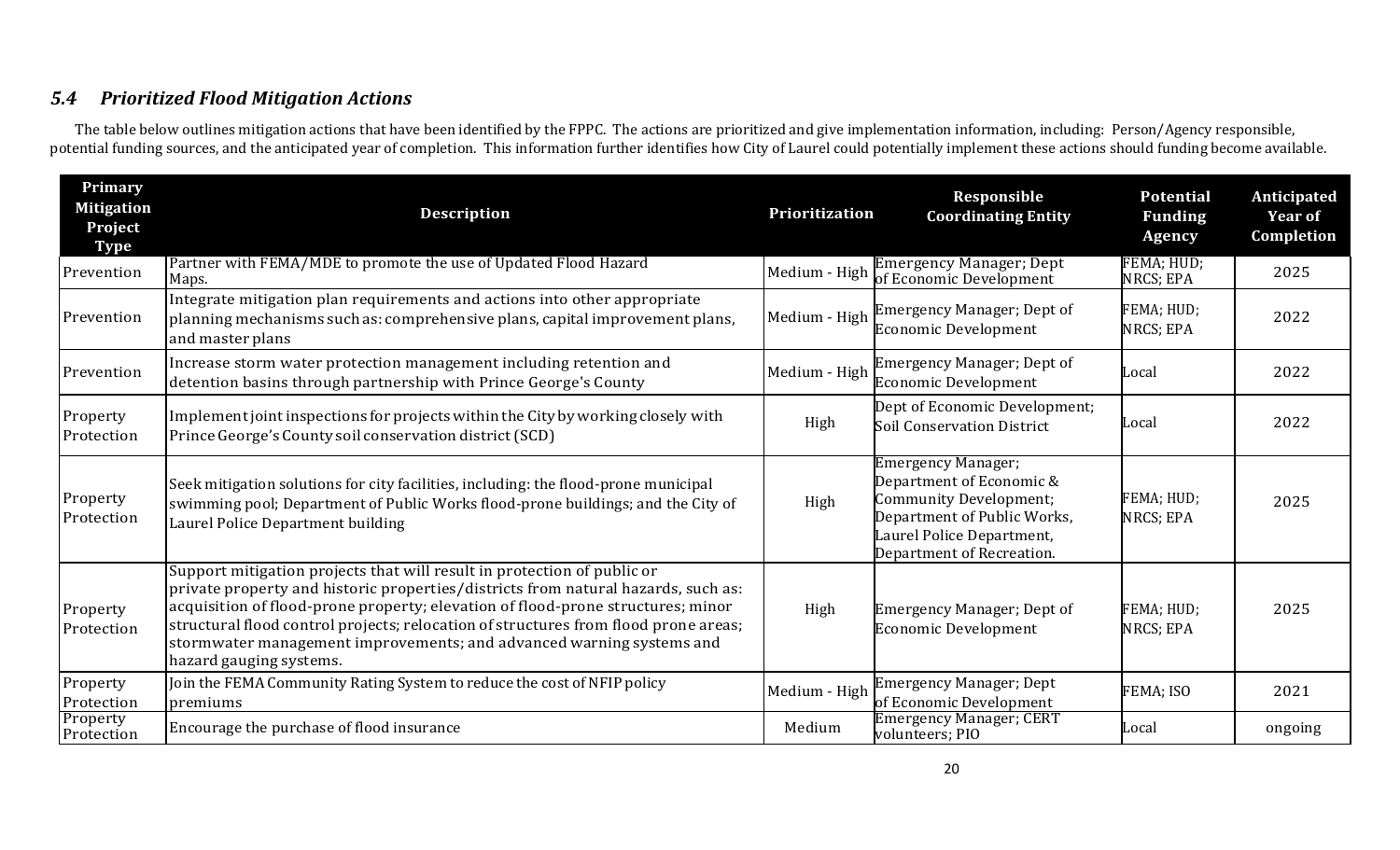## *5.4 Prioritized Flood Mitigation Actions*

The table below outlines mitigation actions that have been identified by the FPPC. The actions are prioritized and give implementation information, including: Person/Agency responsible, potential funding sources, and the anticipated year of completion. This information further identifies how City of Laurel could potentially implement these actions should funding become available.

| Primary Mitigation Project Type | Description | Prioritization | Responsible Coordinating Entity | Potential Funding Agency | Anticipated Year of Completion |
|---|---|---|---|---|---|
| Prevention | Partner with FEMA/MDE to promote the use of Updated Flood Hazard Maps. | Medium - High | Emergency Manager; Dept of Economic Development | FEMA; HUD; NRCS; EPA | 2025 |
| Prevention | Integrate mitigation plan requirements and actions into other appropriate planning mechanisms such as: comprehensive plans, capital improvement plans, and master plans | Medium - High | Emergency Manager; Dept of Economic Development | FEMA; HUD; NRCS; EPA | 2022 |
| Prevention | Increase storm water protection management including retention and detention basins through partnership with Prince George's County | Medium - High | Emergency Manager; Dept of Economic Development | Local | 2022 |
| Property Protection | Implement joint inspections for projects within the City by working closely with Prince George's County soil conservation district (SCD) | High | Dept of Economic Development; Soil Conservation District | Local | 2022 |
| Property Protection | Seek mitigation solutions for city facilities, including: the flood-prone municipal swimming pool; Department of Public Works flood-prone buildings; and the City of Laurel Police Department building | High | Emergency Manager; Department of Economic & Community Development; Department of Public Works, Laurel Police Department, Department of Recreation. | FEMA; HUD; NRCS; EPA | 2025 |
| Property Protection | Support mitigation projects that will result in protection of public or private property and historic properties/districts from natural hazards, such as: acquisition of flood-prone property; elevation of flood-prone structures; minor structural flood control projects; relocation of structures from flood prone areas; stormwater management improvements; and advanced warning systems and hazard gauging systems. | High | Emergency Manager; Dept of Economic Development | FEMA; HUD; NRCS; EPA | 2025 |
| Property Protection | Join the FEMA Community Rating System to reduce the cost of NFIP policy premiums | Medium - High | Emergency Manager; Dept of Economic Development | FEMA; ISO | 2021 |
| Property Protection | Encourage the purchase of flood insurance | Medium | Emergency Manager; CERT volunteers; PIO | Local | ongoing |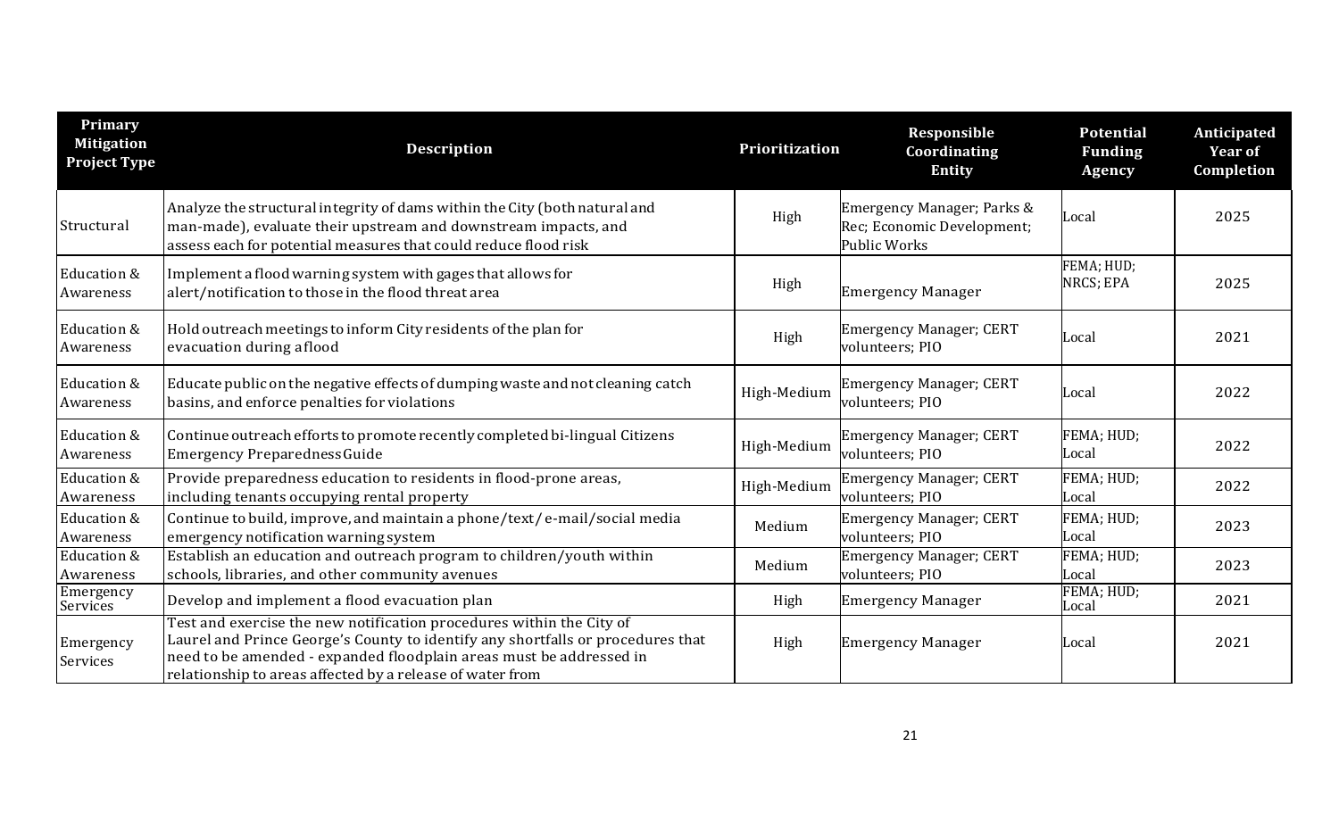| Primary Mitigation Project Type | Description | Prioritization | Responsible Coordinating Entity | Potential Funding Agency | Anticipated Year of Completion |
|---|---|---|---|---|---|
| Structural | Analyze the structural integrity of dams within the City (both natural and man-made), evaluate their upstream and downstream impacts, and assess each for potential measures that could reduce flood risk | High | Emergency Manager; Parks & Rec; Economic Development; Public Works | Local | 2025 |
| Education & Awareness | Implement a flood warning system with gages that allows for alert/notification to those in the flood threat area | High | Emergency Manager | FEMA; HUD; NRCS; EPA | 2025 |
| Education & Awareness | Hold outreach meetings to inform City residents of the plan for evacuation during a flood | High | Emergency Manager; CERT volunteers; PIO | Local | 2021 |
| Education & Awareness | Educate public on the negative effects of dumping waste and not cleaning catch basins, and enforce penalties for violations | High-Medium | Emergency Manager; CERT volunteers; PIO | Local | 2022 |
| Education & Awareness | Continue outreach efforts to promote recently completed bi-lingual Citizens Emergency Preparedness Guide | High-Medium | Emergency Manager; CERT volunteers; PIO | FEMA; HUD; Local | 2022 |
| Education & Awareness | Provide preparedness education to residents in flood-prone areas, including tenants occupying rental property | High-Medium | Emergency Manager; CERT volunteers; PIO | FEMA; HUD; Local | 2022 |
| Education & Awareness | Continue to build, improve, and maintain a phone/text/ e-mail/social media emergency notification warning system | Medium | Emergency Manager; CERT volunteers; PIO | FEMA; HUD; Local | 2023 |
| Education & Awareness | Establish an education and outreach program to children/youth within schools, libraries, and other community avenues | Medium | Emergency Manager; CERT volunteers; PIO | FEMA; HUD; Local | 2023 |
| Emergency Services | Develop and implement a flood evacuation plan | High | Emergency Manager | FEMA; HUD; Local | 2021 |
| Emergency Services | Test and exercise the new notification procedures within the City of Laurel and Prince George's County to identify any shortfalls or procedures that need to be amended - expanded floodplain areas must be addressed in relationship to areas affected by a release of water from | High | Emergency Manager | Local | 2021 |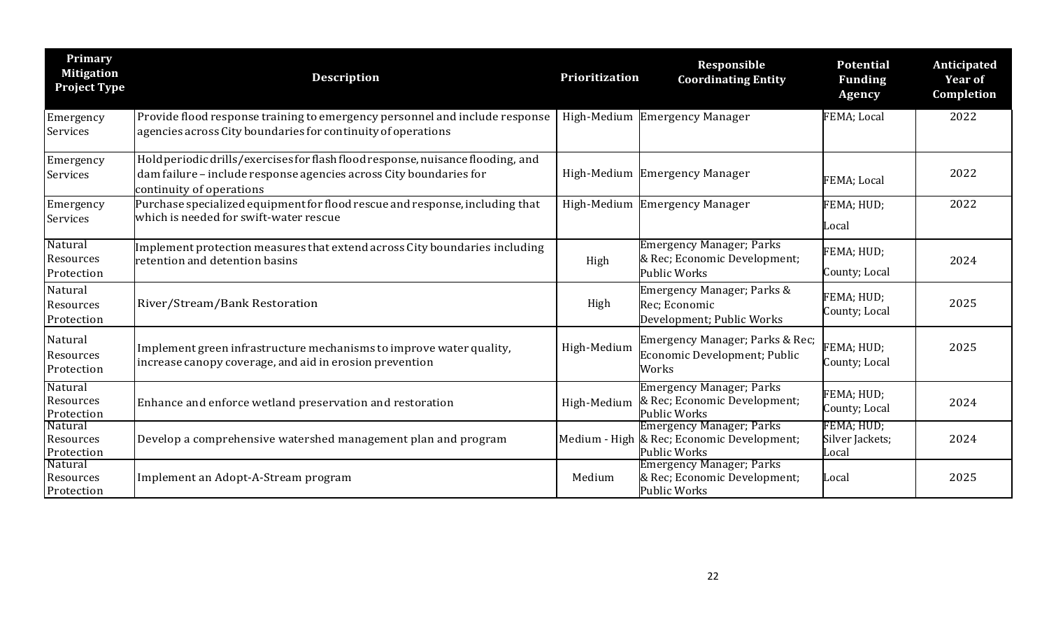| Primary Mitigation Project Type | Description | Prioritization | Responsible Coordinating Entity | Potential Funding Agency | Anticipated Year of Completion |
|---|---|---|---|---|---|
| Emergency Services | Provide flood response training to emergency personnel and include response agencies across City boundaries for continuity of operations | High-Medium | Emergency Manager | FEMA; Local | 2022 |
| Emergency Services | Hold periodic drills/exercises for flash flood response, nuisance flooding, and dam failure – include response agencies across City boundaries for continuity of operations | High-Medium | Emergency Manager | FEMA; Local | 2022 |
| Emergency Services | Purchase specialized equipment for flood rescue and response, including that which is needed for swift-water rescue | High-Medium | Emergency Manager | FEMA; HUD; Local | 2022 |
| Natural Resources Protection | Implement protection measures that extend across City boundaries including retention and detention basins | High | Emergency Manager; Parks & Rec; Economic Development; Public Works | FEMA; HUD; County; Local | 2024 |
| Natural Resources Protection | River/Stream/Bank Restoration | High | Emergency Manager; Parks & Rec; Economic Development; Public Works | FEMA; HUD; County; Local | 2025 |
| Natural Resources Protection | Implement green infrastructure mechanisms to improve water quality, increase canopy coverage, and aid in erosion prevention | High-Medium | Emergency Manager; Parks & Rec; Economic Development; Public Works | FEMA; HUD; County; Local | 2025 |
| Natural Resources Protection | Enhance and enforce wetland preservation and restoration | High-Medium | Emergency Manager; Parks & Rec; Economic Development; Public Works | FEMA; HUD; County; Local | 2024 |
| Natural Resources Protection | Develop a comprehensive watershed management plan and program | Medium - High | Emergency Manager; Parks & Rec; Economic Development; Public Works | FEMA; HUD; Silver Jackets; Local | 2024 |
| Natural Resources Protection | Implement an Adopt-A-Stream program | Medium | Emergency Manager; Parks & Rec; Economic Development; Public Works | Local | 2025 |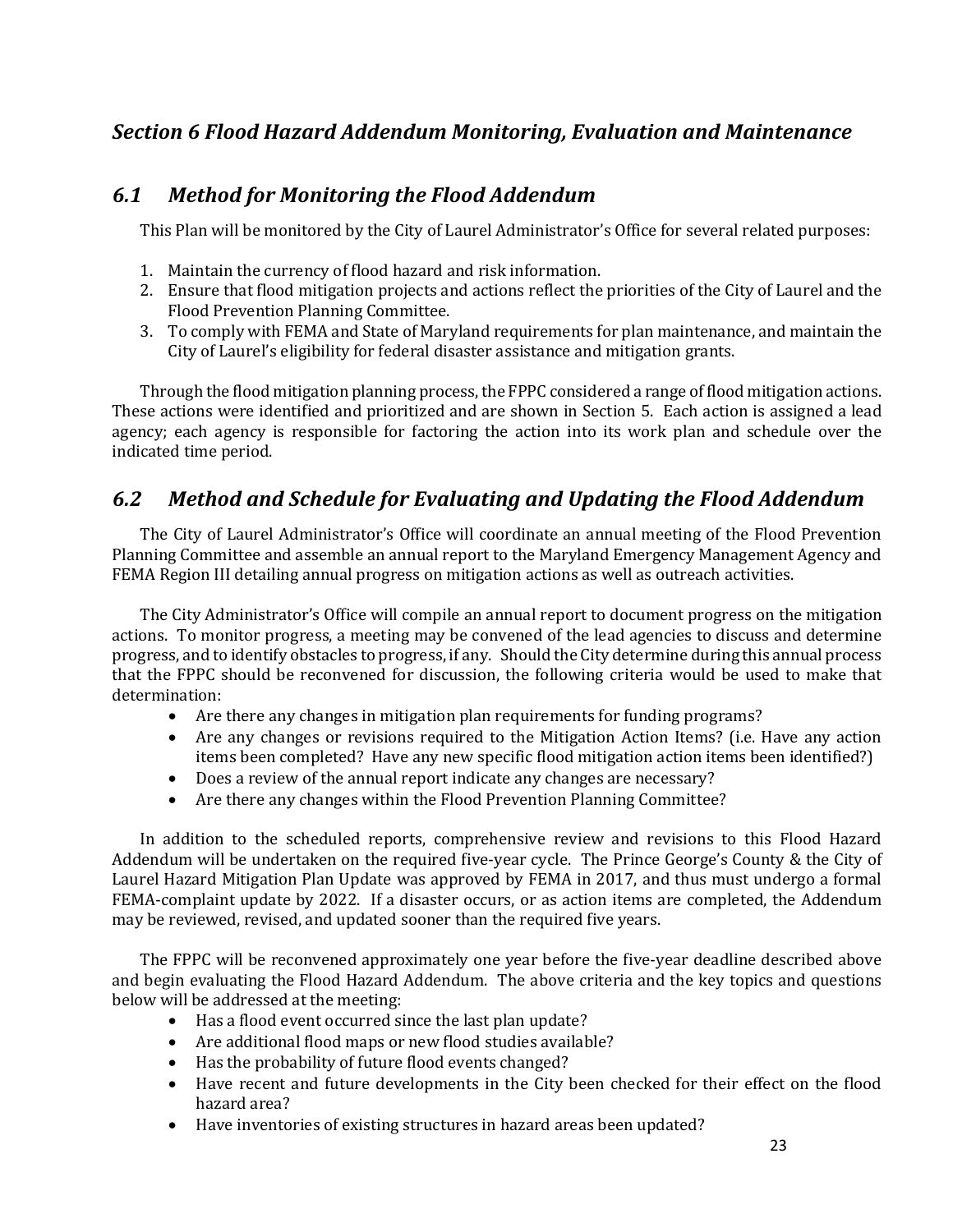## *Section 6 Flood Hazard Addendum Monitoring, Evaluation and Maintenance*

### *6.1 Method for Monitoring the Flood Addendum*

This Plan will be monitored by the City of Laurel Administrator's Office for several related purposes:

1. Maintain the currency of flood hazard and risk information.
2. Ensure that flood mitigation projects and actions reflect the priorities of the City of Laurel and the Flood Prevention Planning Committee.
3. To comply with FEMA and State of Maryland requirements for plan maintenance, and maintain the City of Laurel's eligibility for federal disaster assistance and mitigation grants.

Through the flood mitigation planning process, the FPPC considered a range of flood mitigation actions. These actions were identified and prioritized and are shown in Section 5. Each action is assigned a lead agency; each agency is responsible for factoring the action into its work plan and schedule over the indicated time period.

### *6.2 Method and Schedule for Evaluating and Updating the Flood Addendum*

The City of Laurel Administrator's Office will coordinate an annual meeting of the Flood Prevention Planning Committee and assemble an annual report to the Maryland Emergency Management Agency and FEMA Region III detailing annual progress on mitigation actions as well as outreach activities.

The City Administrator's Office will compile an annual report to document progress on the mitigation actions. To monitor progress, a meeting may be convened of the lead agencies to discuss and determine progress, and to identify obstacles to progress, if any. Should the City determine during this annual process that the FPPC should be reconvened for discussion, the following criteria would be used to make that determination:

- Are there any changes in mitigation plan requirements for funding programs?
- Are any changes or revisions required to the Mitigation Action Items? (i.e. Have any action items been completed? Have any new specific flood mitigation action items been identified?)
- Does a review of the annual report indicate any changes are necessary?
- Are there any changes within the Flood Prevention Planning Committee?

In addition to the scheduled reports, comprehensive review and revisions to this Flood Hazard Addendum will be undertaken on the required five-year cycle. The Prince George's County & the City of Laurel Hazard Mitigation Plan Update was approved by FEMA in 2017, and thus must undergo a formal FEMA-complaint update by 2022. If a disaster occurs, or as action items are completed, the Addendum may be reviewed, revised, and updated sooner than the required five years.

The FPPC will be reconvened approximately one year before the five-year deadline described above and begin evaluating the Flood Hazard Addendum. The above criteria and the key topics and questions below will be addressed at the meeting:

- Has a flood event occurred since the last plan update?
- Are additional flood maps or new flood studies available?
- Has the probability of future flood events changed?
- Have recent and future developments in the City been checked for their effect on the flood hazard area?
- Have inventories of existing structures in hazard areas been updated?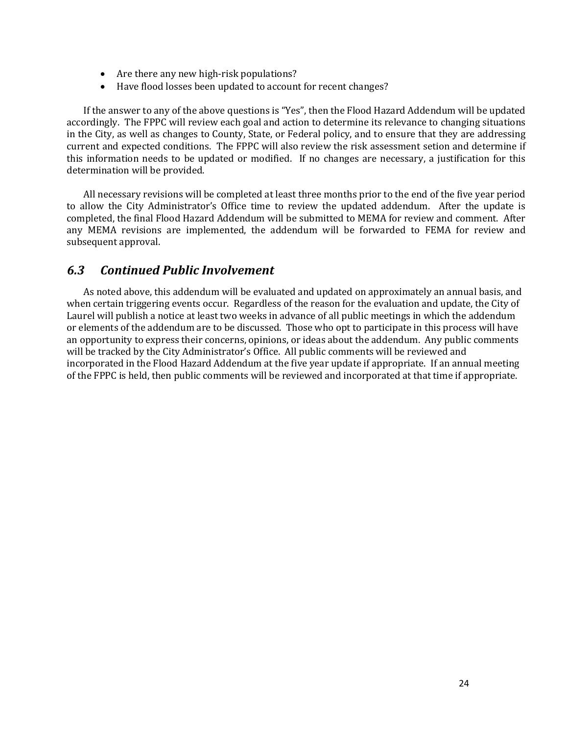- Are there any new high-risk populations?
- Have flood losses been updated to account for recent changes?

If the answer to any of the above questions is "Yes", then the Flood Hazard Addendum will be updated accordingly. The FPPC will review each goal and action to determine its relevance to changing situations in the City, as well as changes to County, State, or Federal policy, and to ensure that they are addressing current and expected conditions. The FPPC will also review the risk assessment setion and determine if this information needs to be updated or modified. If no changes are necessary, a justification for this determination will be provided.

All necessary revisions will be completed at least three months prior to the end of the five year period to allow the City Administrator's Office time to review the updated addendum. After the update is completed, the final Flood Hazard Addendum will be submitted to MEMA for review and comment. After any MEMA revisions are implemented, the addendum will be forwarded to FEMA for review and subsequent approval.

## *6.3 Continued Public Involvement*

As noted above, this addendum will be evaluated and updated on approximately an annual basis, and when certain triggering events occur. Regardless of the reason for the evaluation and update, the City of Laurel will publish a notice at least two weeks in advance of all public meetings in which the addendum or elements of the addendum are to be discussed. Those who opt to participate in this process will have an opportunity to express their concerns, opinions, or ideas about the addendum. Any public comments will be tracked by the City Administrator's Office. All public comments will be reviewed and incorporated in the Flood Hazard Addendum at the five year update if appropriate. If an annual meeting of the FPPC is held, then public comments will be reviewed and incorporated at that time if appropriate.